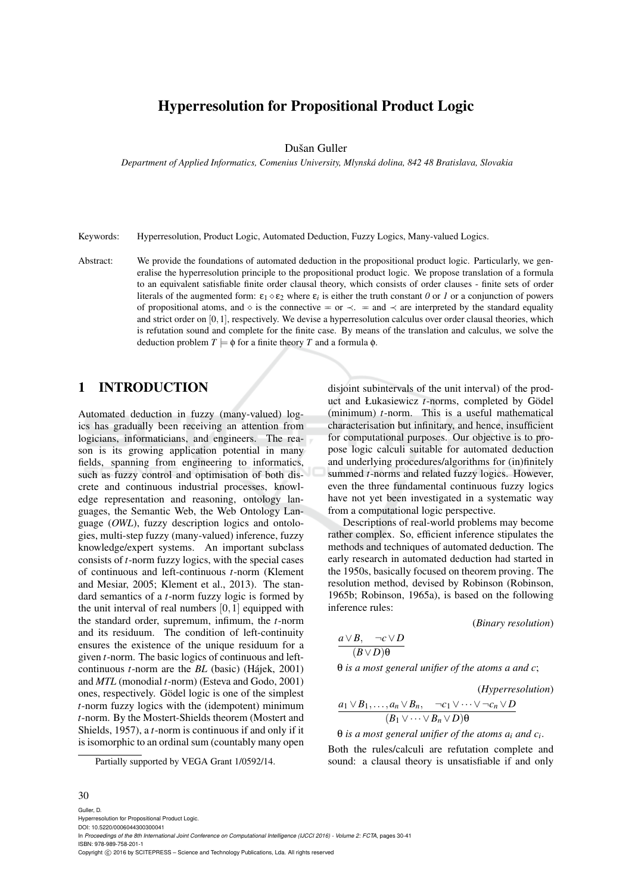# Hyperresolution for Propositional Product Logic

Dušan Guller

*Department of Applied Informatics, Comenius University, Mlynská dolina, 842 48 Bratislava, Slovakia*

Keywords: Hyperresolution, Product Logic, Automated Deduction, Fuzzy Logics, Many-valued Logics.

Abstract: We provide the foundations of automated deduction in the propositional product logic. Particularly, we generalise the hyperresolution principle to the propositional product logic. We propose translation of a formula to an equivalent satisfiable finite order clausal theory, which consists of order clauses - finite sets of order literals of the augmented form: $\varepsilon_1 \diamond \varepsilon_2$ where $\varepsilon_i$ is either the truth constant *0* or *1* or a conjunction of powers of propositional atoms, and $\diamond$ is the connective $\eqsim$ or $\prec$. $\eqsim$ and $\prec$ are interpreted by the standard equality and strict order on $[0,1]$, respectively. We devise a hyperresolution calculus over order clausal theories, which is refutation sound and complete for the finite case. By means of the translation and calculus, we solve the deduction problem $T \models \phi$ for a finite theory $T$ and a formula $\phi$.

## 1 INTRODUCTION

Automated deduction in fuzzy (many-valued) logics has gradually been receiving an attention from logicians, informaticians, and engineers. The reason is its growing application potential in many fields, spanning from engineering to informatics, such as fuzzy control and optimisation of both discrete and continuous industrial processes, knowledge representation and reasoning, ontology languages, the Semantic Web, the Web Ontology Language (*OWL*), fuzzy description logics and ontologies, multi-step fuzzy (many-valued) inference, fuzzy knowledge/expert systems. An important subclass consists of $t$-norm fuzzy logics, with the special cases of continuous and left-continuous $t$-norm (Klement and Mesiar, 2005; Klement et al., 2013). The standard semantics of a $t$-norm fuzzy logic is formed by the unit interval of real numbers $[0,1]$ equipped with the standard order, supremum, infimum, the $t$-norm and its residuum. The condition of left-continuity ensures the existence of the unique residuum for a given $t$-norm. The basic logics of continuous and left-continuous $t$-norm are the *BL* (basic) (Hájek, 2001) and *MTL* (monodial $t$-norm) (Esteva and Godo, 2001) ones, respectively. Gödel logic is one of the simplest $t$-norm fuzzy logics with the (idempotent) minimum $t$-norm. By the Mostert-Shields theorem (Mostert and Shields, 1957), a $t$-norm is continuous if and only if it is isomorphic to an ordinal sum (countably many open disjoint subintervals of the unit interval) of the product and Łukasiewicz $t$-norms, completed by Gödel (minimum) $t$-norm. This is a useful mathematical characterisation but infinitary, and hence, insufficient for computational purposes. Our objective is to propose logic calculi suitable for automated deduction and underlying procedures/algorithms for (in)finitely summed $t$-norms and related fuzzy logics. However, even the three fundamental continuous fuzzy logics have not yet been investigated in a systematic way from a computational logic perspective.

Descriptions of real-world problems may become rather complex. So, efficient inference stipulates the methods and techniques of automated deduction. The early research in automated deduction had started in the 1950s, basically focused on theorem proving. The resolution method, devised by Robinson (Robinson, 1965b; Robinson, 1965a), is based on the following inference rules:

(*Binary resolution*)

$$\frac{a \vee B, \quad \neg c \vee D}{(B \vee D)\theta}$$

*$\theta$ is a most general unifier of the atoms $a$ and $c$;*

(*Hyperresolution*)

$$\frac{a_1 \vee B_1, \ldots, a_n \vee B_n, \quad \neg c_1 \vee \cdots \vee \neg c_n \vee D}{(B_1 \vee \cdots \vee B_n \vee D)\theta}$$

*$\theta$ is a most general unifier of the atoms $a_i$ and $c_i$.*

Both the rules/calculi are refutation complete and sound: a clausal theory is unsatisfiable if and only

Partially supported by VEGA Grant 1/0592/14.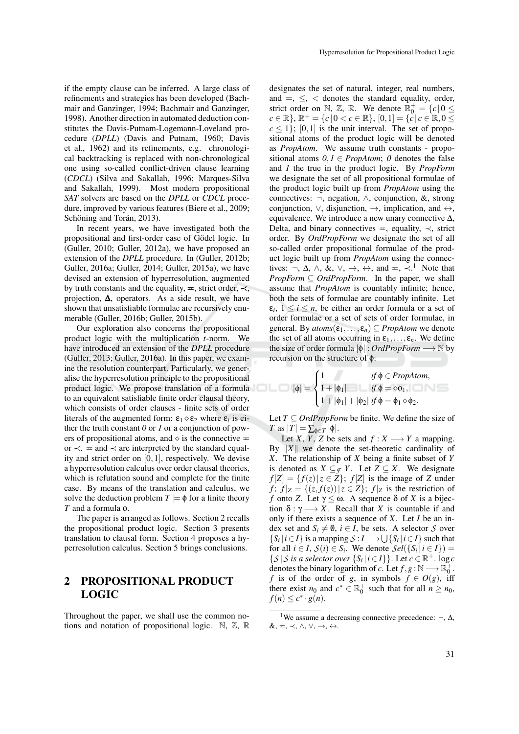if the empty clause can be inferred. A large class of refinements and strategies has been developed (Bachmair and Ganzinger, 1994; Bachmair and Ganzinger, 1998). Another direction in automated deduction constitutes the Davis-Putnam-Logemann-Loveland procedure (*DPLL*) (Davis and Putnam, 1960; Davis et al., 1962) and its refinements, e.g. chronological backtracking is replaced with non-chronological one using so-called conflict-driven clause learning (*CDCL*) (Silva and Sakallah, 1996; Marques-Silva and Sakallah, 1999). Most modern propositional *SAT* solvers are based on the *DPLL* or *CDCL* procedure, improved by various features (Biere et al., 2009; Schöning and Torán, 2013).

In recent years, we have investigated both the propositional and first-order case of Gödel logic. In (Guller, 2010; Guller, 2012a), we have proposed an extension of the *DPLL* procedure. In (Guller, 2012b; Guller, 2016a; Guller, 2014; Guller, 2015a), we have devised an extension of hyperresolution, augmented by truth constants and the equality, $\eqcirc$, strict order, $\prec$, projection, $\boldsymbol{\Delta}$, operators. As a side result, we have shown that unsatisfiable formulae are recursively enumerable (Guller, 2016b; Guller, 2015b).

Our exploration also concerns the propositional product logic with the multiplication *t*-norm. We have introduced an extension of the *DPLL* procedure (Guller, 2013; Guller, 2016a). In this paper, we examine the resolution counterpart. Particularly, we generalise the hyperresolution principle to the propositional product logic. We propose translation of a formula to an equivalent satisfiable finite order clausal theory, which consists of order clauses - finite sets of order literals of the augmented form: $\varepsilon_1 \diamond \varepsilon_2$ where $\varepsilon_i$ is either the truth constant *0* or *1* or a conjunction of powers of propositional atoms, and $\diamond$ is the connective $\eqcirc$ or $\prec$. $\eqcirc$ and $\prec$ are interpreted by the standard equality and strict order on $[0,1]$, respectively. We devise a hyperresolution calculus over order clausal theories, which is refutation sound and complete for the finite case. By means of the translation and calculus, we solve the deduction problem $T \models \phi$ for a finite theory $T$ and a formula $\phi$.

The paper is arranged as follows. Section 2 recalls the propositional product logic. Section 3 presents translation to clausal form. Section 4 proposes a hyperresolution calculus. Section 5 brings conclusions.

## 2 PROPOSITIONAL PRODUCT LOGIC

Throughout the paper, we shall use the common notions and notation of propositional logic. $\mathbb{N}$, $\mathbb{Z}$, $\mathbb{R}$ designates the set of natural, integer, real numbers, and $=$, $\leq$, $<$ denotes the standard equality, order, strict order on $\mathbb{N}$, $\mathbb{Z}$, $\mathbb{R}$. We denote $\mathbb{R}_0^+ = \{c \,|\, 0 \leq c \in \mathbb{R}\}$, $\mathbb{R}^+ = \{c \,|\, 0 < c \in \mathbb{R}\}$, $[0,1] = \{c \,|\, c \in \mathbb{R}, 0 \leq c \leq 1\}$; $[0,1]$ is the unit interval. The set of propositional atoms of the product logic will be denoted as *PropAtom*. We assume truth constants - propositional atoms $0, 1 \in$ *PropAtom*; *0* denotes the false and *1* the true in the product logic. By *PropForm* we designate the set of all propositional formulae of the product logic built up from *PropAtom* using the connectives: $\neg$, negation, $\wedge$, conjunction, &, strong conjunction, $\vee$, disjunction, $\rightarrow$, implication, and $\leftrightarrow$, equivalence. We introduce a new unary connective $\Delta$, Delta, and binary connectives $\eqcirc$, equality, $\prec$, strict order. By *OrdPropForm* we designate the set of all so-called order propositional formulae of the product logic built up from *PropAtom* using the connectives: $\neg$, $\Delta$, $\wedge$, &, $\vee$, $\rightarrow$, $\leftrightarrow$, and $\eqcirc$, $\prec$.[1] Note that *PropForm* $\subseteq$ *OrdPropForm*. In the paper, we shall assume that *PropAtom* is countably infinite; hence, both the sets of formulae are countably infinite. Let $\varepsilon_i$, $1 \leq i \leq n$, be either an order formula or a set of order formulae or a set of sets of order formulae, in general. By $atoms(\varepsilon_1, \dots, \varepsilon_n) \subseteq$ *PropAtom* we denote the set of all atoms occurring in $\varepsilon_1, \dots, \varepsilon_n$. We define the size of order formula $|\phi| : OrdPropForm \longrightarrow \mathbb{N}$ by recursion on the structure of $\phi$:

$$|\phi| = \begin{cases} 1 & \text{if } \phi \in PropAtom, \\ 1 + |\phi_1| & \text{if } \phi = \diamond\phi_1, \\ 1 + |\phi_1| + |\phi_2| & \text{if } \phi = \phi_1 \diamond \phi_2. \end{cases}$$

Let $T \subseteq$ *OrdPropForm* be finite. We define the size of $T$ as $|T| = \sum_{\phi \in T} |\phi|$.

Let $X$, $Y$, $Z$ be sets and $f : X \longrightarrow Y$ a mapping. By $\|X\|$ we denote the set-theoretic cardinality of $X$. The relationship of $X$ being a finite subset of $Y$ is denoted as $X \subseteq_{\mathcal{F}} Y$. Let $Z \subseteq X$. We designate $f[Z] = \{f(z) \,|\, z \in Z\}$; $f[Z]$ is the image of $Z$ under $f$; $f|_Z = \{(z, f(z)) \,|\, z \in Z\}$; $f|_Z$ is the restriction of $f$ onto $Z$. Let $\gamma \leq \omega$. A sequence $\delta$ of $X$ is a bijection $\delta : \gamma \longrightarrow X$. Recall that $X$ is countable if and only if there exists a sequence of $X$. Let $I$ be an index set and $S_i \neq \emptyset$, $i \in I$, be sets. A selector $\mathcal{S}$ over $\{S_i \,|\, i \in I\}$ is a mapping $\mathcal{S} : I \longrightarrow \bigcup\{S_i \,|\, i \in I\}$ such that for all $i \in I$, $\mathcal{S}(i) \in S_i$. We denote $\mathcal{S}el(\{S_i \,|\, i \in I\}) = \{\mathcal{S} \,|\, \mathcal{S} \text{ is a selector over } \{S_i \,|\, i \in I\}\}$. Let $c \in \mathbb{R}^+$. $\log c$ denotes the binary logarithm of $c$. Let $f, g : \mathbb{N} \longrightarrow \mathbb{R}_0^+$. $f$ is of the order of $g$, in symbols $f \in O(g)$, iff there exist $n_0$ and $c^* \in \mathbb{R}_0^+$ such that for all $n \geq n_0$, $f(n) \leq c^* \cdot g(n)$.

[1] We assume a decreasing connective precedence: $\neg$, $\Delta$, &, $\eqcirc$, $\prec$, $\wedge$, $\vee$, $\rightarrow$, $\leftrightarrow$.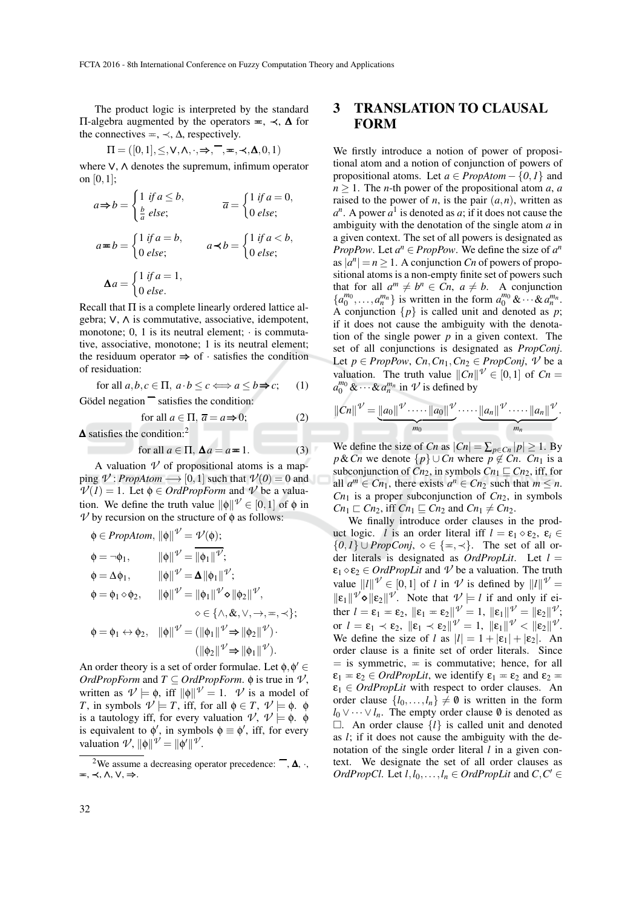The product logic is interpreted by the standard Π-algebra augmented by the operators $\eqcirc$, $\prec$, $\mathbf{\Delta}$ for the connectives $\eqcirc$, $\prec$, $\Delta$, respectively.

$$\Pi = ([0,1], \leq, \vee, \wedge, \cdot, \Rightarrow, \overline{\phantom{a}}, \eqcirc, \prec, \mathbf{\Delta}, 0, 1)$$

where $\vee$, $\wedge$ denotes the supremum, infimum operator on $[0,1]$;

$$a \Rightarrow b = \begin{cases} 1 & \textit{if } a \leq b, \\ \frac{b}{a} & \textit{else}; \end{cases} \qquad \overline{a} = \begin{cases} 1 & \textit{if } a = 0, \\ 0 & \textit{else}; \end{cases}$$

$$a \eqcirc b = \begin{cases} 1 & \textit{if } a = b, \\ 0 & \textit{else}; \end{cases} \qquad a \prec b = \begin{cases} 1 & \textit{if } a < b, \\ 0 & \textit{else}; \end{cases}$$

$$\mathbf{\Delta} a = \begin{cases} 1 & \textit{if } a = 1, \\ 0 & \textit{else}. \end{cases}$$

Recall that Π is a complete linearly ordered lattice algebra; $\vee$, $\wedge$ is commutative, associative, idempotent, monotone; 0, 1 is its neutral element; $\cdot$ is commutative, associative, monotone; 1 is its neutral element; the residuum operator $\Rightarrow$ of $\cdot$ satisfies the condition of residuation:

$$\text{for all } a, b, c \in \Pi,\ a \cdot b \leq c \Longleftrightarrow a \leq b \Rightarrow c; \qquad (1)$$

Gödel negation $\overline{\phantom{a}}$ satisfies the condition:

$$\text{for all } a \in \Pi,\ \overline{a} = a \Rightarrow 0; \qquad (2)$$

$\mathbf{\Delta}$ satisfies the condition:[2]

$$\text{for all } a \in \Pi,\ \mathbf{\Delta} a = a \eqcirc 1. \qquad (3)$$

A valuation $\mathcal{V}$ of propositional atoms is a mapping $\mathcal{V} : \textit{PropAtom} \longrightarrow [0,1]$ such that $\mathcal{V}(0) = 0$ and $\mathcal{V}(1) = 1$. Let $\phi \in \textit{OrdPropForm}$ and $\mathcal{V}$ be a valuation. We define the truth value $\|\phi\|^{\mathcal{V}} \in [0,1]$ of $\phi$ in $\mathcal{V}$ by recursion on the structure of $\phi$ as follows:

$$\phi \in \textit{PropAtom},\ \|\phi\|^{\mathcal{V}} = \mathcal{V}(\phi);$$

$$\phi = \neg\phi_1, \qquad \|\phi\|^{\mathcal{V}} = \overline{\|\phi_1\|^{\mathcal{V}}};$$

$$\phi = \Delta\phi_1, \qquad \|\phi\|^{\mathcal{V}} = \mathbf{\Delta}\|\phi_1\|^{\mathcal{V}};$$

$$\phi = \phi_1 \diamond \phi_2, \quad \|\phi\|^{\mathcal{V}} = \|\phi_1\|^{\mathcal{V}} \mathbin{\pmb{\diamond}} \|\phi_2\|^{\mathcal{V}}, \quad \diamond \in \{\wedge, \&, \vee, \rightarrow, \eqcirc, \prec\};$$

$$\phi = \phi_1 \leftrightarrow \phi_2, \quad \|\phi\|^{\mathcal{V}} = (\|\phi_1\|^{\mathcal{V}} \Rightarrow \|\phi_2\|^{\mathcal{V}}) \cdot (\|\phi_2\|^{\mathcal{V}} \Rightarrow \|\phi_1\|^{\mathcal{V}}).$$

An order theory is a set of order formulae. Let $\phi, \phi' \in \textit{OrdPropForm}$ and $T \subseteq \textit{OrdPropForm}$. $\phi$ is true in $\mathcal{V}$, written as $\mathcal{V} \models \phi$, iff $\|\phi\|^{\mathcal{V}} = 1$. $\mathcal{V}$ is a model of $T$, in symbols $\mathcal{V} \models T$, iff, for all $\phi \in T$, $\mathcal{V} \models \phi$. $\phi$ is a tautology iff, for every valuation $\mathcal{V}$, $\mathcal{V} \models \phi$. $\phi$ is equivalent to $\phi'$, in symbols $\phi \equiv \phi'$, iff, for every valuation $\mathcal{V}$, $\|\phi\|^{\mathcal{V}} = \|\phi'\|^{\mathcal{V}}$.

[2] We assume a decreasing operator precedence: $\overline{\phantom{a}}$, $\mathbf{\Delta}$, $\cdot$, $\eqcirc$, $\prec$, $\wedge$, $\vee$, $\Rightarrow$.

## 3 TRANSLATION TO CLAUSAL FORM

We firstly introduce a notion of power of propositional atom and a notion of conjunction of powers of propositional atoms. Let $a \in \textit{PropAtom} - \{0, 1\}$ and $n \geq 1$. The $n$-th power of the propositional atom $a$, $a$ raised to the power of $n$, is the pair $(a, n)$, written as $a^n$. A power $a^1$ is denoted as $a$; if it does not cause the ambiguity with the denotation of the single atom $a$ in a given context. The set of all powers is designated as *PropPow*. Let $a^n \in \textit{PropPow}$. We define the size of $a^n$ as $|a^n| = n \geq 1$. A conjunction $Cn$ of powers of propositional atoms is a non-empty finite set of powers such that for all $a^m \neq b^n \in Cn$, $a \neq b$. A conjunction $\{a_0^{m_0}, \dots, a_n^{m_n}\}$ is written in the form $a_0^{m_0} \& \cdots \& a_n^{m_n}$. A conjunction $\{p\}$ is called unit and denoted as $p$; if it does not cause the ambiguity with the denotation of the single power $p$ in a given context. The set of all conjunctions is designated as *PropConj*. Let $p \in \textit{PropPow}$, $Cn, Cn_1, Cn_2 \in \textit{PropConj}$, $\mathcal{V}$ be a valuation. The truth value $\|Cn\|^{\mathcal{V}} \in [0,1]$ of $Cn = a_0^{m_0} \& \cdots \& a_n^{m_n}$ in $\mathcal{V}$ is defined by

$$\|Cn\|^{\mathcal{V}} = \underbrace{\|a_0\|^{\mathcal{V}} \cdot \cdots \cdot \|a_0\|^{\mathcal{V}}}_{m_0} \cdot \cdots \cdot \underbrace{\|a_n\|^{\mathcal{V}} \cdot \cdots \cdot \|a_n\|^{\mathcal{V}}}_{m_n}.$$

We define the size of $Cn$ as $|Cn| = \sum_{p \in Cn} |p| \geq 1$. By $p \& Cn$ we denote $\{p\} \cup Cn$ where $p \notin Cn$. $Cn_1$ is a subconjunction of $Cn_2$, in symbols $Cn_1 \sqsubseteq Cn_2$, iff, for all $a^m \in Cn_1$, there exists $a^n \in Cn_2$ such that $m \leq n$. $Cn_1$ is a proper subconjunction of $Cn_2$, in symbols $Cn_1 \sqsubset Cn_2$, iff $Cn_1 \sqsubseteq Cn_2$ and $Cn_1 \neq Cn_2$.

We finally introduce order clauses in the product logic. $l$ is an order literal iff $l = \varepsilon_1 \diamond \varepsilon_2$, $\varepsilon_i \in \{0, 1\} \cup \textit{PropConj}$, $\diamond \in \{\eqcirc, \prec\}$. The set of all order literals is designated as *OrdPropLit*. Let $l = \varepsilon_1 \diamond \varepsilon_2 \in \textit{OrdPropLit}$ and $\mathcal{V}$ be a valuation. The truth value $\|l\|^{\mathcal{V}} \in [0,1]$ of $l$ in $\mathcal{V}$ is defined by $\|l\|^{\mathcal{V}} = \|\varepsilon_1\|^{\mathcal{V}} \mathbin{\pmb{\diamond}} \|\varepsilon_2\|^{\mathcal{V}}$. Note that $\mathcal{V} \models l$ if and only if either $l = \varepsilon_1 \eqcirc \varepsilon_2$, $\|\varepsilon_1 \eqcirc \varepsilon_2\|^{\mathcal{V}} = 1$, $\|\varepsilon_1\|^{\mathcal{V}} = \|\varepsilon_2\|^{\mathcal{V}}$; or $l = \varepsilon_1 \prec \varepsilon_2$, $\|\varepsilon_1 \prec \varepsilon_2\|^{\mathcal{V}} = 1$, $\|\varepsilon_1\|^{\mathcal{V}} < \|\varepsilon_2\|^{\mathcal{V}}$. We define the size of $l$ as $|l| = 1 + |\varepsilon_1| + |\varepsilon_2|$. An order clause is a finite set of order literals. Since $\eqcirc$ is symmetric, $\eqcirc$ is commutative; hence, for all $\varepsilon_1 \eqcirc \varepsilon_2 \in \textit{OrdPropLit}$, we identify $\varepsilon_1 \eqcirc \varepsilon_2$ and $\varepsilon_2 \eqcirc \varepsilon_1 \in \textit{OrdPropLit}$ with respect to order clauses. An order clause $\{l_0, \dots, l_n\} \neq \emptyset$ is written in the form $l_0 \vee \cdots \vee l_n$. The empty order clause $\emptyset$ is denoted as $\square$. An order clause $\{l\}$ is called unit and denoted as $l$; if it does not cause the ambiguity with the denotation of the single order literal $l$ in a given context. We designate the set of all order clauses as *OrdPropCl*. Let $l, l_0, \dots, l_n \in \textit{OrdPropLit}$ and $C, C' \in$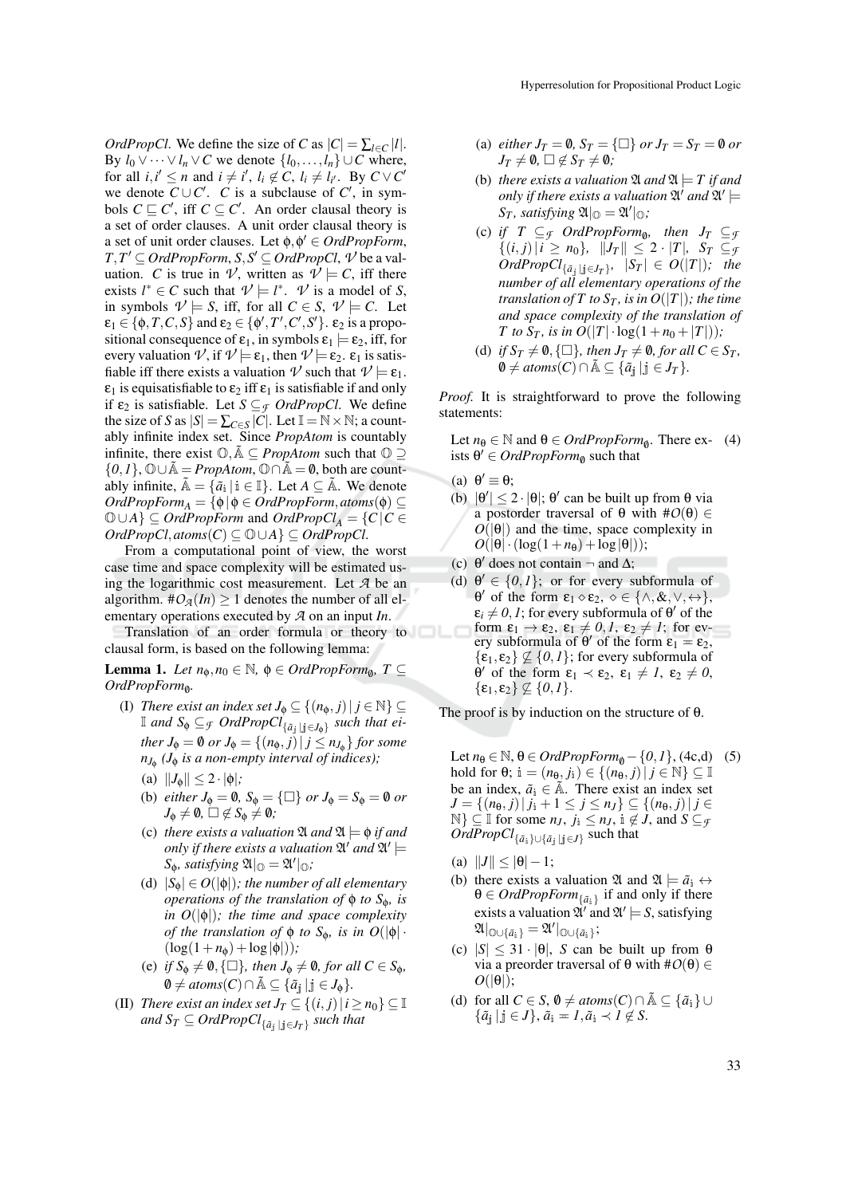*OrdPropCl*. We define the size of $C$ as $|C| = \sum_{l \in C} |l|$. By $l_0 \vee \cdots \vee l_n \vee C$ we denote $\{l_0, \dots, l_n\} \cup C$ where, for all $i, i' \le n$ and $i \ne i'$, $l_i \notin C$, $l_i \ne l_{i'}$. By $C \vee C'$ we denote $C \cup C'$. $C$ is a subclause of $C'$, in symbols $C \sqsubseteq C'$, iff $C \subseteq C'$. An order clausal theory is a set of order clauses. A unit order clausal theory is a set of unit order clauses. Let $\phi, \phi' \in OrdPropForm$, $T, T' \subseteq OrdPropForm$, $S, S' \subseteq OrdPropCl$, $\mathcal{V}$ be a valuation. $C$ is true in $\mathcal{V}$, written as $\mathcal{V} \models C$, iff there exists $l^* \in C$ such that $\mathcal{V} \models l^*$. $\mathcal{V}$ is a model of $S$, in symbols $\mathcal{V} \models S$, iff, for all $C \in S$, $\mathcal{V} \models C$. Let $\varepsilon_1 \in \{\phi, T, C, S\}$ and $\varepsilon_2 \in \{\phi', T', C', S'\}$. $\varepsilon_2$ is a propositional consequence of $\varepsilon_1$, in symbols $\varepsilon_1 \models \varepsilon_2$, iff, for every valuation $\mathcal{V}$, if $\mathcal{V} \models \varepsilon_1$, then $\mathcal{V} \models \varepsilon_2$. $\varepsilon_1$ is satisfiable iff there exists a valuation $\mathcal{V}$ such that $\mathcal{V} \models \varepsilon_1$. $\varepsilon_1$ is equisatisfiable to $\varepsilon_2$ iff $\varepsilon_1$ is satisfiable if and only if $\varepsilon_2$ is satisfiable. Let $S \subseteq_{\mathcal{F}} OrdPropCl$. We define the size of $S$ as $|S| = \sum_{C \in S} |C|$. Let $\mathbb{I} = \mathbb{N} \times \mathbb{N}$; a countably infinite index set. Since *PropAtom* is countably infinite, there exist $\mathbb{O}, \tilde{\mathbb{A}} \subseteq PropAtom$ such that $\mathbb{O} \supseteq \{0, 1\}$, $\mathbb{O} \cup \tilde{\mathbb{A}} = PropAtom$, $\mathbb{O} \cap \tilde{\mathbb{A}} = \emptyset$, both are countably infinite, $\tilde{\mathbb{A}} = \{\tilde{a}_{\mathbb{i}} \mid \mathbb{i} \in \mathbb{I}\}$. Let $A \subseteq \tilde{\mathbb{A}}$. We denote $OrdPropForm_A = \{\phi \mid \phi \in OrdPropForm, atoms(\phi) \subseteq \mathbb{O} \cup A\} \subseteq OrdPropForm$ and $OrdPropCl_A = \{C \mid C \in OrdPropCl, atoms(C) \subseteq \mathbb{O} \cup A\} \subseteq OrdPropCl$.

From a computational point of view, the worst case time and space complexity will be estimated using the logarithmic cost measurement. Let $\mathcal{A}$ be an algorithm. $\#O_{\mathcal{A}}(In) \ge 1$ denotes the number of all elementary operations executed by $\mathcal{A}$ on an input $In$.

Translation of an order formula or theory to clausal form, is based on the following lemma:

**Lemma 1.** *Let $n_\phi, n_0 \in \mathbb{N}$, $\phi \in OrdPropForm_\emptyset$, $T \subseteq OrdPropForm_\emptyset$.*

(I) *There exist an index set $J_\phi \subseteq \{(n_\phi, j) \mid j \in \mathbb{N}\} \subseteq \mathbb{I}$ and $S_\phi \subseteq_{\mathcal{F}} OrdPropCl_{\{\tilde{a}_{\mathbb{j}} \mid \mathbb{j} \in J_\phi\}}$ such that either $J_\phi = \emptyset$ or $J_\phi = \{(n_\phi, j) \mid j \le n_{J_\phi}\}$ for some $n_{J_\phi}$ ($J_\phi$ is a non-empty interval of indices);*

   (a) *$\|J_\phi\| \le 2 \cdot |\phi|$;*

   (b) *either $J_\phi = \emptyset$, $S_\phi = \{\square\}$ or $J_\phi = S_\phi = \emptyset$ or $J_\phi \ne \emptyset$, $\square \notin S_\phi \ne \emptyset$;*

   (c) *there exists a valuation $\mathfrak{A}$ and $\mathfrak{A} \models \phi$ if and only if there exists a valuation $\mathfrak{A}'$ and $\mathfrak{A}' \models S_\phi$, satisfying $\mathfrak{A}|_{\mathbb{O}} = \mathfrak{A}'|_{\mathbb{O}}$;*

   (d) *$|S_\phi| \in O(|\phi|)$; the number of all elementary operations of the translation of $\phi$ to $S_\phi$, is in $O(|\phi|)$; the time and space complexity of the translation of $\phi$ to $S_\phi$, is in $O(|\phi| \cdot (\log(1 + n_\phi) + \log|\phi|))$;*

   (e) *if $S_\phi \ne \emptyset, \{\square\}$, then $J_\phi \ne \emptyset$, for all $C \in S_\phi$, $\emptyset \ne atoms(C) \cap \tilde{\mathbb{A}} \subseteq \{\tilde{a}_{\mathbb{j}} \mid \mathbb{j} \in J_\phi\}$.*

(II) *There exist an index set $J_T \subseteq \{(i, j) \mid i \ge n_0\} \subseteq \mathbb{I}$ and $S_T \subseteq OrdPropCl_{\{\tilde{a}_{\mathbb{j}} \mid \mathbb{j} \in J_T\}}$ such that*

   (a) *either $J_T = \emptyset$, $S_T = \{\square\}$ or $J_T = S_T = \emptyset$ or $J_T \ne \emptyset$, $\square \notin S_T \ne \emptyset$;*

   (b) *there exists a valuation $\mathfrak{A}$ and $\mathfrak{A} \models T$ if and only if there exists a valuation $\mathfrak{A}'$ and $\mathfrak{A}' \models S_T$, satisfying $\mathfrak{A}|_{\mathbb{O}} = \mathfrak{A}'|_{\mathbb{O}}$;*

   (c) *if $T \subseteq_{\mathcal{F}} OrdPropForm_\emptyset$, then $J_T \subseteq_{\mathcal{F}} \{(i, j) \mid i \ge n_0\}$, $\|J_T\| \le 2 \cdot |T|$, $S_T \subseteq_{\mathcal{F}} OrdPropCl_{\{\tilde{a}_{\mathbb{j}} \mid \mathbb{j} \in J_T\}}$, $|S_T| \in O(|T|)$; the number of all elementary operations of the translation of $T$ to $S_T$, is in $O(|T|)$; the time and space complexity of the translation of $T$ to $S_T$, is in $O(|T| \cdot \log(1 + n_0 + |T|))$;*

   (d) *if $S_T \ne \emptyset, \{\square\}$, then $J_T \ne \emptyset$, for all $C \in S_T$, $\emptyset \ne atoms(C) \cap \tilde{\mathbb{A}} \subseteq \{\tilde{a}_{\mathbb{j}} \mid \mathbb{j} \in J_T\}$.*

*Proof.* It is straightforward to prove the following statements:

Let $n_\theta \in \mathbb{N}$ and $\theta \in OrdPropForm_\emptyset$. There exists $\theta' \in OrdPropForm_\emptyset$ such that (4)

(a) $\theta' \equiv \theta$;

(b) $|\theta'| \le 2 \cdot |\theta|$; $\theta'$ can be built up from $\theta$ via a postorder traversal of $\theta$ with $\#O(\theta) \in O(|\theta|)$ and the time, space complexity in $O(|\theta| \cdot (\log(1 + n_\theta) + \log|\theta|))$;

(c) $\theta'$ does not contain $\neg$ and $\Delta$;

(d) $\theta' \in \{0, 1\}$; or for every subformula of $\theta'$ of the form $\varepsilon_1 \diamond \varepsilon_2$, $\diamond \in \{\wedge, \&, \vee, \leftrightarrow\}$, $\varepsilon_i \ne 0, 1$; for every subformula of $\theta'$ of the form $\varepsilon_1 \rightarrow \varepsilon_2$, $\varepsilon_1 \ne 0, 1$, $\varepsilon_2 \ne 1$; for every subformula of $\theta'$ of the form $\varepsilon_1 = \varepsilon_2$, $\{\varepsilon_1, \varepsilon_2\} \not\subseteq \{0, 1\}$; for every subformula of $\theta'$ of the form $\varepsilon_1 \prec \varepsilon_2$, $\varepsilon_1 \ne 1$, $\varepsilon_2 \ne 0$, $\{\varepsilon_1, \varepsilon_2\} \not\subseteq \{0, 1\}$.

The proof is by induction on the structure of $\theta$.

Let $n_\theta \in \mathbb{N}$, $\theta \in OrdPropForm_\emptyset - \{0, 1\}$, (4c,d) hold for $\theta$; $\mathbb{i} = (n_\theta, j_{\mathbb{i}}) \in \{(n_\theta, j) \mid j \in \mathbb{N}\} \subseteq \mathbb{I}$ be an index, $\tilde{a}_{\mathbb{i}} \in \tilde{\mathbb{A}}$. There exist an index set $J = \{(n_\theta, j) \mid j_{\mathbb{i}} + 1 \le j \le n_J\} \subseteq \{(n_\theta, j) \mid j \in \mathbb{N}\} \subseteq \mathbb{I}$ for some $n_J$, $j_{\mathbb{i}} \le n_J$, $\mathbb{i} \notin J$, and $S \subseteq_{\mathcal{F}} OrdPropCl_{\{\tilde{a}_{\mathbb{i}}\} \cup \{\tilde{a}_{\mathbb{j}} \mid \mathbb{j} \in J\}}$ such that (5)

(a) $\|J\| \le |\theta| - 1$;

(b) there exists a valuation $\mathfrak{A}$ and $\mathfrak{A} \models \tilde{a}_{\mathbb{i}} \leftrightarrow \theta \in OrdPropForm_{\{\tilde{a}_{\mathbb{i}}\}}$ if and only if there exists a valuation $\mathfrak{A}'$ and $\mathfrak{A}' \models S$, satisfying $\mathfrak{A}|_{\mathbb{O} \cup \{\tilde{a}_{\mathbb{i}}\}} = \mathfrak{A}'|_{\mathbb{O} \cup \{\tilde{a}_{\mathbb{i}}\}}$;

(c) $|S| \le 31 \cdot |\theta|$, $S$ can be built up from $\theta$ via a preorder traversal of $\theta$ with $\#O(\theta) \in O(|\theta|)$;

(d) for all $C \in S$, $\emptyset \ne atoms(C) \cap \tilde{\mathbb{A}} \subseteq \{\tilde{a}_{\mathbb{i}}\} \cup \{\tilde{a}_{\mathbb{j}} \mid \mathbb{j} \in J\}$, $\tilde{a}_{\mathbb{i}} = 1, \tilde{a}_{\mathbb{i}} \prec 1 \notin S$.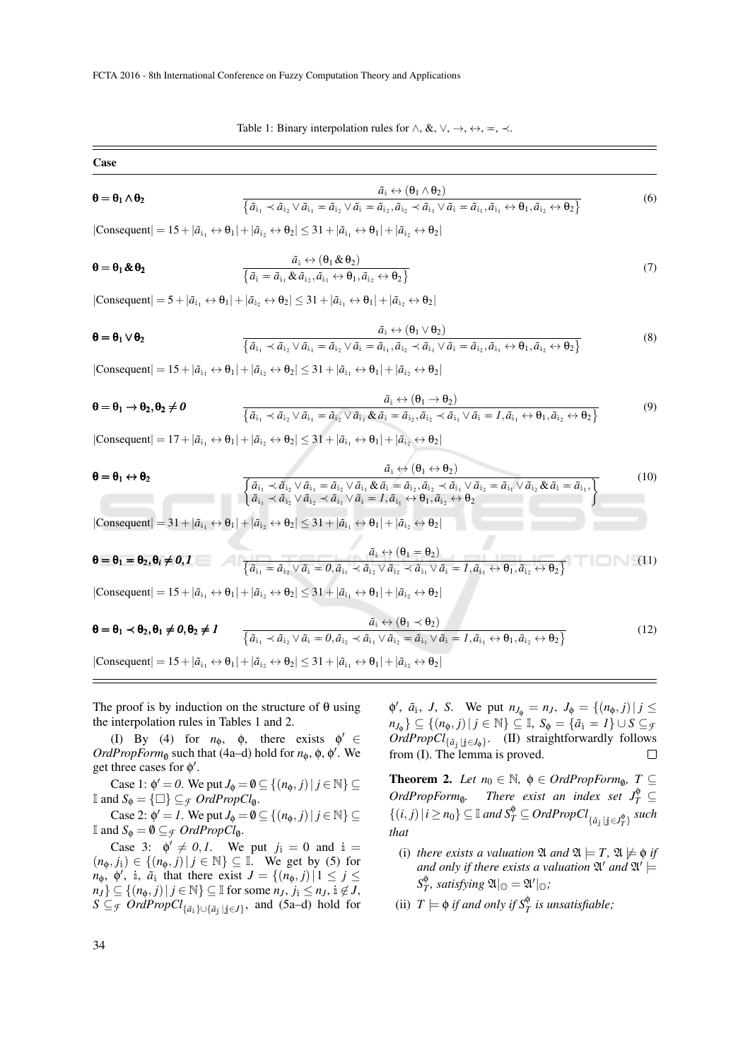Table 1: Binary interpolation rules for $\wedge$, $\&$, $\vee$, $\rightarrow$, $\leftrightarrow$, $\eqcirc$, $\prec$.

**Case**

$\theta = \theta_1 \wedge \theta_2$

$$\frac{\tilde{a}_{\mathbb{i}} \leftrightarrow (\theta_1 \wedge \theta_2)}{\left\{\tilde{a}_{\mathbb{i}_1} \prec \tilde{a}_{\mathbb{i}_2} \vee \tilde{a}_{\mathbb{i}_1} \eqcirc \tilde{a}_{\mathbb{i}_2} \vee \tilde{a}_{\mathbb{i}} \eqcirc \tilde{a}_{\mathbb{i}_2}, \tilde{a}_{\mathbb{i}_2} \prec \tilde{a}_{\mathbb{i}_1} \vee \tilde{a}_{\mathbb{i}} \eqcirc \tilde{a}_{\mathbb{i}_1}, \tilde{a}_{\mathbb{i}_1} \leftrightarrow \theta_1, \tilde{a}_{\mathbb{i}_2} \leftrightarrow \theta_2\right\}} \tag{6}$$

$|\text{Consequent}| = 15 + |\tilde{a}_{\mathbb{i}_1} \leftrightarrow \theta_1| + |\tilde{a}_{\mathbb{i}_2} \leftrightarrow \theta_2| \leq 31 + |\tilde{a}_{\mathbb{i}_1} \leftrightarrow \theta_1| + |\tilde{a}_{\mathbb{i}_2} \leftrightarrow \theta_2|$

$\theta = \theta_1 \& \theta_2$

$$\frac{\tilde{a}_{\mathbb{i}} \leftrightarrow (\theta_1 \& \theta_2)}{\left\{\tilde{a}_{\mathbb{i}} \eqcirc \tilde{a}_{\mathbb{i}_1} \& \tilde{a}_{\mathbb{i}_2}, \tilde{a}_{\mathbb{i}_1} \leftrightarrow \theta_1, \tilde{a}_{\mathbb{i}_2} \leftrightarrow \theta_2\right\}} \tag{7}$$

$|\text{Consequent}| = 5 + |\tilde{a}_{\mathbb{i}_1} \leftrightarrow \theta_1| + |\tilde{a}_{\mathbb{i}_2} \leftrightarrow \theta_2| \leq 31 + |\tilde{a}_{\mathbb{i}_1} \leftrightarrow \theta_1| + |\tilde{a}_{\mathbb{i}_2} \leftrightarrow \theta_2|$

$\theta = \theta_1 \vee \theta_2$

$$\frac{\tilde{a}_{\mathbb{i}} \leftrightarrow (\theta_1 \vee \theta_2)}{\left\{\tilde{a}_{\mathbb{i}_1} \prec \tilde{a}_{\mathbb{i}_2} \vee \tilde{a}_{\mathbb{i}_1} \eqcirc \tilde{a}_{\mathbb{i}_2} \vee \tilde{a}_{\mathbb{i}} \eqcirc \tilde{a}_{\mathbb{i}_1}, \tilde{a}_{\mathbb{i}_2} \prec \tilde{a}_{\mathbb{i}_1} \vee \tilde{a}_{\mathbb{i}} \eqcirc \tilde{a}_{\mathbb{i}_2}, \tilde{a}_{\mathbb{i}_1} \leftrightarrow \theta_1, \tilde{a}_{\mathbb{i}_2} \leftrightarrow \theta_2\right\}} \tag{8}$$

$|\text{Consequent}| = 15 + |\tilde{a}_{\mathbb{i}_1} \leftrightarrow \theta_1| + |\tilde{a}_{\mathbb{i}_2} \leftrightarrow \theta_2| \leq 31 + |\tilde{a}_{\mathbb{i}_1} \leftrightarrow \theta_1| + |\tilde{a}_{\mathbb{i}_2} \leftrightarrow \theta_2|$

$\theta = \theta_1 \rightarrow \theta_2, \theta_2 \neq \mathit{0}$

$$\frac{\tilde{a}_{\mathbb{i}} \leftrightarrow (\theta_1 \rightarrow \theta_2)}{\left\{\tilde{a}_{\mathbb{i}_1} \prec \tilde{a}_{\mathbb{i}_2} \vee \tilde{a}_{\mathbb{i}_1} \eqcirc \tilde{a}_{\mathbb{i}_2} \vee \tilde{a}_{\mathbb{i}_1} \& \tilde{a}_{\mathbb{i}} \eqcirc \tilde{a}_{\mathbb{i}_2}, \tilde{a}_{\mathbb{i}_2} \prec \tilde{a}_{\mathbb{i}_1} \vee \tilde{a}_{\mathbb{i}} \eqcirc \mathit{1}, \tilde{a}_{\mathbb{i}_1} \leftrightarrow \theta_1, \tilde{a}_{\mathbb{i}_2} \leftrightarrow \theta_2\right\}} \tag{9}$$

$|\text{Consequent}| = 17 + |\tilde{a}_{\mathbb{i}_1} \leftrightarrow \theta_1| + |\tilde{a}_{\mathbb{i}_2} \leftrightarrow \theta_2| \leq 31 + |\tilde{a}_{\mathbb{i}_1} \leftrightarrow \theta_1| + |\tilde{a}_{\mathbb{i}_2} \leftrightarrow \theta_2|$

$\theta = \theta_1 \leftrightarrow \theta_2$

$$\frac{\tilde{a}_{\mathbb{i}} \leftrightarrow (\theta_1 \leftrightarrow \theta_2)}{\left\{\begin{array}{l}\tilde{a}_{\mathbb{i}_1} \prec \tilde{a}_{\mathbb{i}_2} \vee \tilde{a}_{\mathbb{i}_1} \eqcirc \tilde{a}_{\mathbb{i}_2} \vee \tilde{a}_{\mathbb{i}_1} \& \tilde{a}_{\mathbb{i}} \eqcirc \tilde{a}_{\mathbb{i}_2}, \tilde{a}_{\mathbb{i}_2} \prec \tilde{a}_{\mathbb{i}_1} \vee \tilde{a}_{\mathbb{i}_2} \eqcirc \tilde{a}_{\mathbb{i}_1} \vee \tilde{a}_{\mathbb{i}_2} \& \tilde{a}_{\mathbb{i}} \eqcirc \tilde{a}_{\mathbb{i}_1}, \\ \tilde{a}_{\mathbb{i}_1} \prec \tilde{a}_{\mathbb{i}_2} \vee \tilde{a}_{\mathbb{i}_2} \prec \tilde{a}_{\mathbb{i}_1} \vee \tilde{a}_{\mathbb{i}} \eqcirc \mathit{1}, \tilde{a}_{\mathbb{i}_1} \leftrightarrow \theta_1, \tilde{a}_{\mathbb{i}_2} \leftrightarrow \theta_2\end{array}\right\}} \tag{10}$$

$|\text{Consequent}| = 31 + |\tilde{a}_{\mathbb{i}_1} \leftrightarrow \theta_1| + |\tilde{a}_{\mathbb{i}_2} \leftrightarrow \theta_2| \leq 31 + |\tilde{a}_{\mathbb{i}_1} \leftrightarrow \theta_1| + |\tilde{a}_{\mathbb{i}_2} \leftrightarrow \theta_2|$

$\theta = \theta_1 \eqcirc \theta_2, \theta_i \neq \mathit{0}, \mathit{1}$

$$\frac{\tilde{a}_{\mathbb{i}} \leftrightarrow (\theta_1 \eqcirc \theta_2)}{\left\{\tilde{a}_{\mathbb{i}_1} \eqcirc \tilde{a}_{\mathbb{i}_2} \vee \tilde{a}_{\mathbb{i}} \eqcirc \mathit{0}, \tilde{a}_{\mathbb{i}_1} \prec \tilde{a}_{\mathbb{i}_2} \vee \tilde{a}_{\mathbb{i}_2} \prec \tilde{a}_{\mathbb{i}_1} \vee \tilde{a}_{\mathbb{i}} \eqcirc \mathit{1}, \tilde{a}_{\mathbb{i}_1} \leftrightarrow \theta_1, \tilde{a}_{\mathbb{i}_2} \leftrightarrow \theta_2\right\}} \tag{11}$$

$|\text{Consequent}| = 15 + |\tilde{a}_{\mathbb{i}_1} \leftrightarrow \theta_1| + |\tilde{a}_{\mathbb{i}_2} \leftrightarrow \theta_2| \leq 31 + |\tilde{a}_{\mathbb{i}_1} \leftrightarrow \theta_1| + |\tilde{a}_{\mathbb{i}_2} \leftrightarrow \theta_2|$

$\theta = \theta_1 \prec \theta_2, \theta_1 \neq \mathit{0}, \theta_2 \neq \mathit{1}$

$$\frac{\tilde{a}_{\mathbb{i}} \leftrightarrow (\theta_1 \prec \theta_2)}{\left\{\tilde{a}_{\mathbb{i}_1} \prec \tilde{a}_{\mathbb{i}_2} \vee \tilde{a}_{\mathbb{i}} \eqcirc \mathit{0}, \tilde{a}_{\mathbb{i}_2} \prec \tilde{a}_{\mathbb{i}_1} \vee \tilde{a}_{\mathbb{i}_2} \eqcirc \tilde{a}_{\mathbb{i}_1} \vee \tilde{a}_{\mathbb{i}} \eqcirc \mathit{1}, \tilde{a}_{\mathbb{i}_1} \leftrightarrow \theta_1, \tilde{a}_{\mathbb{i}_2} \leftrightarrow \theta_2\right\}} \tag{12}$$

$|\text{Consequent}| = 15 + |\tilde{a}_{\mathbb{i}_1} \leftrightarrow \theta_1| + |\tilde{a}_{\mathbb{i}_2} \leftrightarrow \theta_2| \leq 31 + |\tilde{a}_{\mathbb{i}_1} \leftrightarrow \theta_1| + |\tilde{a}_{\mathbb{i}_2} \leftrightarrow \theta_2|$

---

The proof is by induction on the structure of $\theta$ using the interpolation rules in Tables 1 and 2.

(I) By (4) for $n_\phi$, $\phi$, there exists $\phi' \in OrdPropForm_\emptyset$ such that (4a–d) hold for $n_\phi, \phi, \phi'$. We get three cases for $\phi'$.

Case 1: $\phi' = \mathit{0}$. We put $J_\phi = \emptyset \subseteq \{(n_\phi, j) \,|\, j \in \mathbb{N}\} \subseteq \mathbb{I}$ and $S_\phi = \{\square\} \subseteq_{\mathcal{F}} OrdPropCl_\emptyset$.

Case 2: $\phi' = \mathit{1}$. We put $J_\phi = \emptyset \subseteq \{(n_\phi, j) \,|\, j \in \mathbb{N}\} \subseteq \mathbb{I}$ and $S_\phi = \emptyset \subseteq_{\mathcal{F}} OrdPropCl_\emptyset$.

Case 3: $\phi' \neq \mathit{0}, \mathit{1}$. We put $j_{\mathbb{i}} = 0$ and $\mathbb{i} = (n_\phi, j_{\mathbb{i}}) \in \{(n_\phi, j) \,|\, j \in \mathbb{N}\} \subseteq \mathbb{I}$. We get by (5) for $n_\phi$, $\phi'$, $\mathbb{i}$, $\tilde{a}_{\mathbb{i}}$ that there exist $J = \{(n_\phi, j) \,|\, 1 \leq j \leq n_J\} \subseteq \{(n_\phi, j) \,|\, j \in \mathbb{N}\} \subseteq \mathbb{I}$ for some $n_J$, $j_{\mathbb{i}} \leq n_J$, $\mathbb{i} \notin J$, $S \subseteq_{\mathcal{F}} OrdPropCl_{\{\tilde{a}_{\mathbb{i}}\} \cup \{\tilde{a}_{\mathbb{j}} \,|\, \mathbb{j} \in J\}}$, and (5a–d) hold for $\phi'$, $\tilde{a}_{\mathbb{i}}$, $J$, $S$. We put $n_{J_\phi} = n_J$, $J_\phi = \{(n_\phi, j) \,|\, j \leq n_{J_\phi}\} \subseteq \{(n_\phi, j) \,|\, j \in \mathbb{N}\} \subseteq \mathbb{I}$, $S_\phi = \{\tilde{a}_{\mathbb{i}} \eqcirc \mathit{1}\} \cup S \subseteq_{\mathcal{F}} OrdPropCl_{\{\tilde{a}_{\mathbb{j}} \,|\, \mathbb{j} \in J_\phi\}}$. (II) straightforwardly follows from (I). The lemma is proved. $\square$

**Theorem 2.** *Let $n_0 \in \mathbb{N}$, $\phi \in OrdPropForm_\emptyset$, $T \subseteq OrdPropForm_\emptyset$. There exist an index set $J_T^\phi \subseteq \{(i, j) \,|\, i \geq n_0\} \subseteq \mathbb{I}$ and $S_T^\phi \subseteq OrdPropCl_{\{\tilde{a}_{\mathbb{j}} \,|\, \mathbb{j} \in J_T^\phi\}}$ such that*

(i) *there exists a valuation $\mathfrak{A}$ and $\mathfrak{A} \models T$, $\mathfrak{A} \not\models \phi$ if and only if there exists a valuation $\mathfrak{A}'$ and $\mathfrak{A}' \models S_T^\phi$, satisfying $\mathfrak{A}|_{\mathbb{O}} = \mathfrak{A}'|_{\mathbb{O}}$;*

(ii) *$T \models \phi$ if and only if $S_T^\phi$ is unsatisfiable;*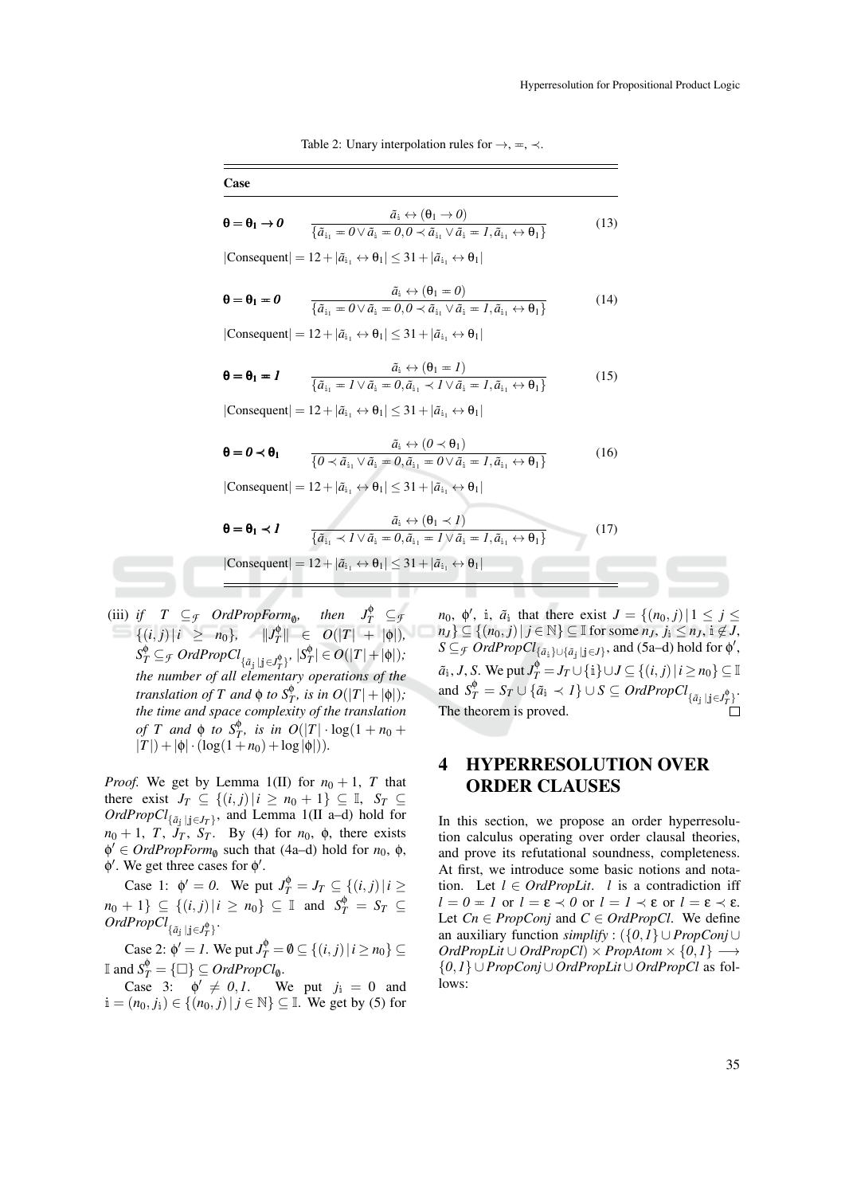Table 2: Unary interpolation rules for $\rightarrow$, $\eqcirc$, $\prec$.

| Case | | |
|---|---|---|
| $\theta = \theta_1 \rightarrow \mathit{0}$ | $\dfrac{\tilde{a}_{\mathbb{i}} \leftrightarrow (\theta_1 \rightarrow \mathit{0})}{\{\tilde{a}_{\mathbb{i}_1} \eqcirc \mathit{0} \vee \tilde{a}_{\mathbb{i}} \eqcirc \mathit{0}, \mathit{0} \prec \tilde{a}_{\mathbb{i}_1} \vee \tilde{a}_{\mathbb{i}} \eqcirc \mathit{1}, \tilde{a}_{\mathbb{i}_1} \leftrightarrow \theta_1\}}$ | (13) |
| $\lvert\text{Consequent}\rvert = 12 + \lvert\tilde{a}_{\mathbb{i}_1} \leftrightarrow \theta_1\rvert \leq 31 + \lvert\tilde{a}_{\mathbb{i}_1} \leftrightarrow \theta_1\rvert$ | | |
| $\theta = \theta_1 \eqcirc \mathit{0}$ | $\dfrac{\tilde{a}_{\mathbb{i}} \leftrightarrow (\theta_1 \eqcirc \mathit{0})}{\{\tilde{a}_{\mathbb{i}_1} \eqcirc \mathit{0} \vee \tilde{a}_{\mathbb{i}} \eqcirc \mathit{0}, \mathit{0} \prec \tilde{a}_{\mathbb{i}_1} \vee \tilde{a}_{\mathbb{i}} \eqcirc \mathit{1}, \tilde{a}_{\mathbb{i}_1} \leftrightarrow \theta_1\}}$ | (14) |
| $\lvert\text{Consequent}\rvert = 12 + \lvert\tilde{a}_{\mathbb{i}_1} \leftrightarrow \theta_1\rvert \leq 31 + \lvert\tilde{a}_{\mathbb{i}_1} \leftrightarrow \theta_1\rvert$ | | |
| $\theta = \theta_1 \eqcirc \mathit{1}$ | $\dfrac{\tilde{a}_{\mathbb{i}} \leftrightarrow (\theta_1 \eqcirc \mathit{1})}{\{\tilde{a}_{\mathbb{i}_1} \eqcirc \mathit{1} \vee \tilde{a}_{\mathbb{i}} \eqcirc \mathit{0}, \tilde{a}_{\mathbb{i}_1} \prec \mathit{1} \vee \tilde{a}_{\mathbb{i}} \eqcirc \mathit{1}, \tilde{a}_{\mathbb{i}_1} \leftrightarrow \theta_1\}}$ | (15) |
| $\lvert\text{Consequent}\rvert = 12 + \lvert\tilde{a}_{\mathbb{i}_1} \leftrightarrow \theta_1\rvert \leq 31 + \lvert\tilde{a}_{\mathbb{i}_1} \leftrightarrow \theta_1\rvert$ | | |
| $\theta = \mathit{0} \prec \theta_1$ | $\dfrac{\tilde{a}_{\mathbb{i}} \leftrightarrow (\mathit{0} \prec \theta_1)}{\{\mathit{0} \prec \tilde{a}_{\mathbb{i}_1} \vee \tilde{a}_{\mathbb{i}} \eqcirc \mathit{0}, \tilde{a}_{\mathbb{i}_1} \eqcirc \mathit{0} \vee \tilde{a}_{\mathbb{i}} \eqcirc \mathit{1}, \tilde{a}_{\mathbb{i}_1} \leftrightarrow \theta_1\}}$ | (16) |
| $\lvert\text{Consequent}\rvert = 12 + \lvert\tilde{a}_{\mathbb{i}_1} \leftrightarrow \theta_1\rvert \leq 31 + \lvert\tilde{a}_{\mathbb{i}_1} \leftrightarrow \theta_1\rvert$ | | |
| $\theta = \theta_1 \prec \mathit{1}$ | $\dfrac{\tilde{a}_{\mathbb{i}} \leftrightarrow (\theta_1 \prec \mathit{1})}{\{\tilde{a}_{\mathbb{i}_1} \prec \mathit{1} \vee \tilde{a}_{\mathbb{i}} \eqcirc \mathit{0}, \tilde{a}_{\mathbb{i}_1} \eqcirc \mathit{1} \vee \tilde{a}_{\mathbb{i}} \eqcirc \mathit{1}, \tilde{a}_{\mathbb{i}_1} \leftrightarrow \theta_1\}}$ | (17) |
| $\lvert\text{Consequent}\rvert = 12 + \lvert\tilde{a}_{\mathbb{i}_1} \leftrightarrow \theta_1\rvert \leq 31 + \lvert\tilde{a}_{\mathbb{i}_1} \leftrightarrow \theta_1\rvert$ | | |

(iii) *if $T \subseteq_{\mathcal{F}}$ OrdPropForm$_{\emptyset}$, then $J^{\phi}_{T} \subseteq_{\mathcal{F}} \{(i,j) \mid i \geq n_0\}$, $\|J^{\phi}_{T}\| \in O(|T| + |\phi|)$, $S^{\phi}_{T} \subseteq_{\mathcal{F}}$ OrdPropCl$_{\{\tilde{a}_{\mathbb{j}} \mid \mathbb{j} \in J^{\phi}_{T}\}}$, $|S^{\phi}_{T}| \in O(|T| + |\phi|)$; the number of all elementary operations of the translation of $T$ and $\phi$ to $S^{\phi}_{T}$, is in $O(|T| + |\phi|)$; the time and space complexity of the translation of $T$ and $\phi$ to $S^{\phi}_{T}$, is in $O(|T| \cdot \log(1 + n_0 + |T|) + |\phi| \cdot (\log(1 + n_0) + \log|\phi|))$.*

*Proof.* We get by Lemma 1(II) for $n_0 + 1$, $T$ that there exist $J_T \subseteq \{(i,j) \mid i \geq n_0 + 1\} \subseteq \mathbb{I}$, $S_T \subseteq$ *OrdPropCl*$_{\{\tilde{a}_{\mathbb{j}} \mid \mathbb{j} \in J_T\}}$, and Lemma 1(II a–d) hold for $n_0 + 1$, $T$, $J_T$, $S_T$. By (4) for $n_0$, $\phi$, there exists $\phi' \in$ *OrdPropForm*$_{\emptyset}$ such that (4a–d) hold for $n_0$, $\phi$, $\phi'$. We get three cases for $\phi'$.

Case 1: $\phi' = \mathit{0}$. We put $J^{\phi}_{T} = J_T \subseteq \{(i,j) \mid i \geq n_0 + 1\} \subseteq \{(i,j) \mid i \geq n_0\} \subseteq \mathbb{I}$ and $S^{\phi}_{T} = S_T \subseteq$ *OrdPropCl*$_{\{\tilde{a}_{\mathbb{j}} \mid \mathbb{j} \in J^{\phi}_{T}\}}$.

Case 2: $\phi' = \mathit{1}$. We put $J^{\phi}_{T} = \emptyset \subseteq \{(i,j) \mid i \geq n_0\} \subseteq \mathbb{I}$ and $S^{\phi}_{T} = \{\square\} \subseteq$ *OrdPropCl*$_{\emptyset}$.

Case 3: $\phi' \neq \mathit{0}, \mathit{1}$. We put $j_{\mathbb{i}} = 0$ and $\mathbb{i} = (n_0, j_{\mathbb{i}}) \in \{(n_0, j) \mid j \in \mathbb{N}\} \subseteq \mathbb{I}$. We get by (5) for $n_0$, $\phi'$, $\mathbb{i}$, $\tilde{a}_{\mathbb{i}}$ that there exist $J = \{(n_0, j) \mid 1 \leq j \leq n_J\} \subseteq \{(n_0, j) \mid j \in \mathbb{N}\} \subseteq \mathbb{I}$ for some $n_J$, $j_{\mathbb{i}} \leq n_J$, $\mathbb{i} \notin J$, $S \subseteq_{\mathcal{F}}$ *OrdPropCl*$_{\{\tilde{a}_{\mathbb{i}}\} \cup \{\tilde{a}_{\mathbb{j}} \mid \mathbb{j} \in J\}}$, and (5a–d) hold for $\phi'$, $\tilde{a}_{\mathbb{i}}$, $J$, $S$. We put $J^{\phi}_{T} = J_T \cup \{\mathbb{i}\} \cup J \subseteq \{(i,j) \mid i \geq n_0\} \subseteq \mathbb{I}$ and $S^{\phi}_{T} = S_T \cup \{\tilde{a}_{\mathbb{i}} \prec \mathit{1}\} \cup S \subseteq$ *OrdPropCl*$_{\{\tilde{a}_{\mathbb{j}} \mid \mathbb{j} \in J^{\phi}_{T}\}}$. The theorem is proved. $\square$

## 4 HYPERRESOLUTION OVER ORDER CLAUSES

In this section, we propose an order hyperresolution calculus operating over order clausal theories, and prove its refutational soundness, completeness. At first, we introduce some basic notions and notation. Let $l \in$ *OrdPropLit*. $l$ is a contradiction iff $l = \mathit{0} \eqcirc \mathit{1}$ or $l = \varepsilon \prec \mathit{0}$ or $l = \mathit{1} \prec \varepsilon$ or $l = \varepsilon \prec \varepsilon$. Let $Cn \in$ *PropConj* and $C \in$ *OrdPropCl*. We define an auxiliary function *simplify* : $(\{\mathit{0}, \mathit{1}\} \cup$ *PropConj* $\cup$ *OrdPropLit* $\cup$ *OrdPropCl*$) \times$ *PropAtom* $\times \{\mathit{0}, \mathit{1}\} \longrightarrow \{\mathit{0}, \mathit{1}\} \cup$ *PropConj* $\cup$ *OrdPropLit* $\cup$ *OrdPropCl* as follows: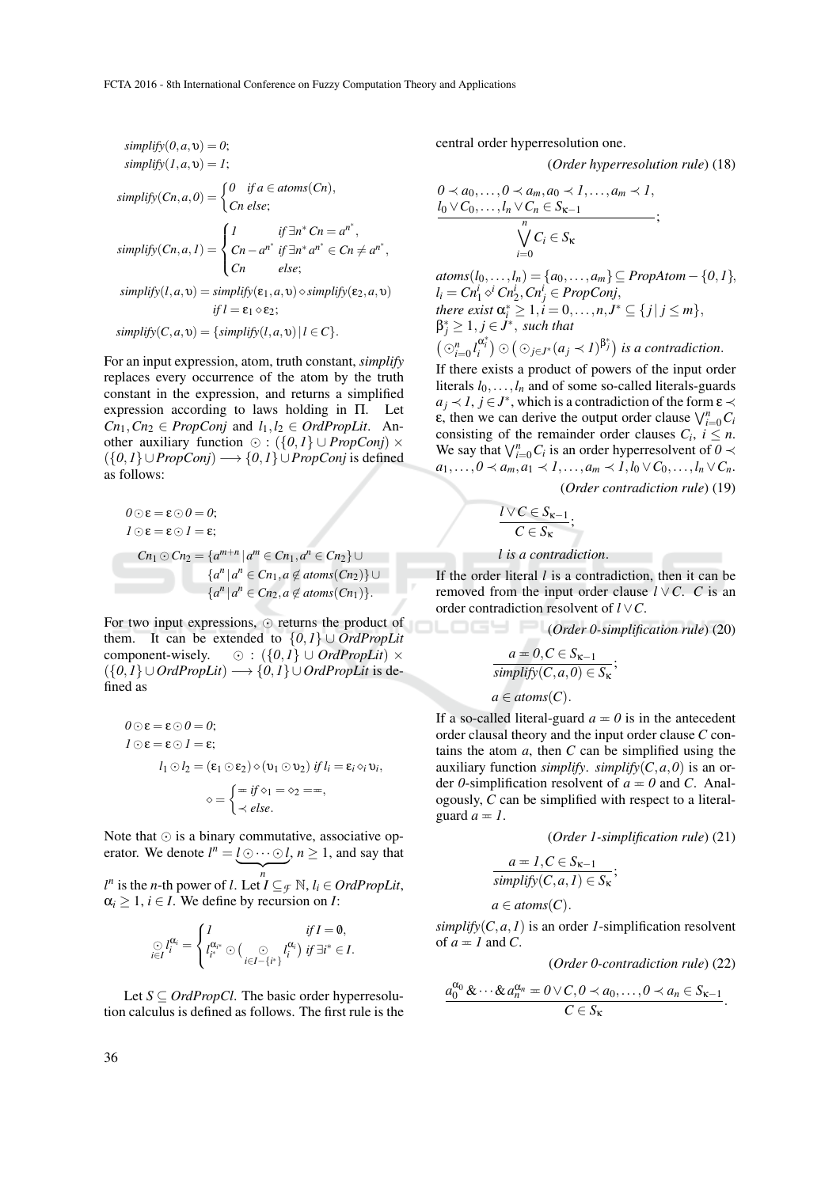$$simplify(0,a,\upsilon) = 0;$$
$$simplify(1,a,\upsilon) = 1;$$
$$simplify(Cn,a,0) = \begin{cases} 0 & \text{if } a \in atoms(Cn), \\ Cn & \text{else}; \end{cases}$$
$$simplify(Cn,a,1) = \begin{cases} 1 & \text{if } \exists n^* \, Cn = a^{n^*}, \\ Cn - a^{n^*} & \text{if } \exists n^* \, a^{n^*} \in Cn \neq a^{n^*}, \\ Cn & \text{else}; \end{cases}$$
$$simplify(l,a,\upsilon) = simplify(\varepsilon_1,a,\upsilon) \diamond simplify(\varepsilon_2,a,\upsilon)$$
$$\text{if } l = \varepsilon_1 \diamond \varepsilon_2;$$
$$simplify(C,a,\upsilon) = \{simplify(l,a,\upsilon) \mid l \in C\}.$$

For an input expression, atom, truth constant, *simplify* replaces every occurrence of the atom by the truth constant in the expression, and returns a simplified expression according to laws holding in $\Pi$. Let $Cn_1, Cn_2 \in PropConj$ and $l_1, l_2 \in OrdPropLit$. Another auxiliary function $\odot : (\{0,1\} \cup PropConj) \times (\{0,1\} \cup PropConj) \longrightarrow \{0,1\} \cup PropConj$ is defined as follows:

$$0 \odot \varepsilon = \varepsilon \odot 0 = 0;$$
$$1 \odot \varepsilon = \varepsilon \odot 1 = \varepsilon;$$
$$Cn_1 \odot Cn_2 = \{a^{m+n} \mid a^m \in Cn_1, a^n \in Cn_2\} \cup \{a^n \mid a^n \in Cn_1, a \notin atoms(Cn_2)\} \cup \{a^n \mid a^n \in Cn_2, a \notin atoms(Cn_1)\}.$$

For two input expressions, $\odot$ returns the product of them. It can be extended to $\{0,1\} \cup OrdPropLit$ component-wisely. $\odot : (\{0,1\} \cup OrdPropLit) \times (\{0,1\} \cup OrdPropLit) \longrightarrow \{0,1\} \cup OrdPropLit$ is defined as

$$0 \odot \varepsilon = \varepsilon \odot 0 = 0;$$
$$1 \odot \varepsilon = \varepsilon \odot 1 = \varepsilon;$$
$$l_1 \odot l_2 = (\varepsilon_1 \odot \varepsilon_2) \diamond (\upsilon_1 \odot \upsilon_2) \text{ if } l_i = \varepsilon_i \diamond_i \upsilon_i,$$
$$\diamond = \begin{cases} \eqcirc & \text{if } \diamond_1 = \diamond_2 = \eqcirc, \\ \prec & \text{else}. \end{cases}$$

Note that $\odot$ is a binary commutative, associative operator. We denote $l^n = \underbrace{l \odot \cdots \odot l}_{n}$, $n \geq 1$, and say that $l^n$ is the $n$-th power of $l$. Let $I \subseteq_{\mathcal{F}} \mathbb{N}$, $l_i \in OrdPropLit$, $\alpha_i \geq 1$, $i \in I$. We define by recursion on $I$:

$$\bigodot_{i \in I} l_i^{\alpha_i} = \begin{cases} 1 & \text{if } I = \emptyset, \\ l_{i^*}^{\alpha_{i^*}} \odot \left( \bigodot_{i \in I - \{i^*\}} l_i^{\alpha_i} \right) & \text{if } \exists i^* \in I. \end{cases}$$

Let $S \subseteq OrdPropCl$. The basic order hyperresolution calculus is defined as follows. The first rule is the central order hyperresolution one.

(*Order hyperresolution rule*) (18)

$$\frac{0 \prec a_0, \dots, 0 \prec a_m, a_0 \prec 1, \dots, a_m \prec 1, \quad l_0 \vee C_0, \dots, l_n \vee C_n \in S_{\kappa-1}}{\bigvee_{i=0}^{n} C_i \in S_\kappa};$$

*$atoms(l_0, \dots, l_n) = \{a_0, \dots, a_m\} \subseteq PropAtom - \{0,1\}$, $l_i = Cn_1^i \diamond^i Cn_2^i$, $Cn_j^i \in PropConj$, there exist $\alpha_i^* \geq 1$, $i = 0, \dots, n$, $J^* \subseteq \{j \mid j \leq m\}$, $\beta_j^* \geq 1$, $j \in J^*$, such that $\left(\bigodot_{i=0}^{n} l_i^{\alpha_i^*}\right) \odot \left(\bigodot_{j \in J^*} (a_j \prec 1)^{\beta_j^*}\right)$ is a contradiction.*

If there exists a product of powers of the input order literals $l_0, \dots, l_n$ and of some so-called literals-guards $a_j \prec 1$, $j \in J^*$, which is a contradiction of the form $\varepsilon \prec \varepsilon$, then we can derive the output order clause $\bigvee_{i=0}^{n} C_i$ consisting of the remainder order clauses $C_i$, $i \leq n$. We say that $\bigvee_{i=0}^{n} C_i$ is an order hyperresolvent of $0 \prec a_1, \dots, 0 \prec a_m, a_1 \prec 1, \dots, a_m \prec 1, l_0 \vee C_0, \dots, l_n \vee C_n$.

(*Order contradiction rule*) (19)

$$\frac{l \vee C \in S_{\kappa-1}}{C \in S_\kappa};$$

*$l$ is a contradiction.*

If the order literal $l$ is a contradiction, then it can be removed from the input order clause $l \vee C$. $C$ is an order contradiction resolvent of $l \vee C$.

(*Order 0-simplification rule*) (20)

$$\frac{a \eqcirc 0, C \in S_{\kappa-1}}{simplify(C,a,0) \in S_\kappa};$$

*$a \in atoms(C)$.*

If a so-called literal-guard $a \eqcirc 0$ is in the antecedent order clausal theory and the input order clause $C$ contains the atom $a$, then $C$ can be simplified using the auxiliary function *simplify*. $simplify(C,a,0)$ is an order $0$-simplification resolvent of $a \eqcirc 0$ and $C$. Analogously, $C$ can be simplified with respect to a literal-guard $a \eqcirc 1$.

(*Order 1-simplification rule*) (21)

$$\frac{a \eqcirc 1, C \in S_{\kappa-1}}{simplify(C,a,1) \in S_\kappa};$$

*$a \in atoms(C)$.*

$simplify(C,a,1)$ is an order $1$-simplification resolvent of $a \eqcirc 1$ and $C$.

(*Order 0-contradiction rule*) (22)

$$\frac{a_0^{\alpha_0} \,\&\, \cdots \,\&\, a_n^{\alpha_n} \eqcirc 0 \vee C, 0 \prec a_0, \dots, 0 \prec a_n \in S_{\kappa-1}}{C \in S_\kappa}.$$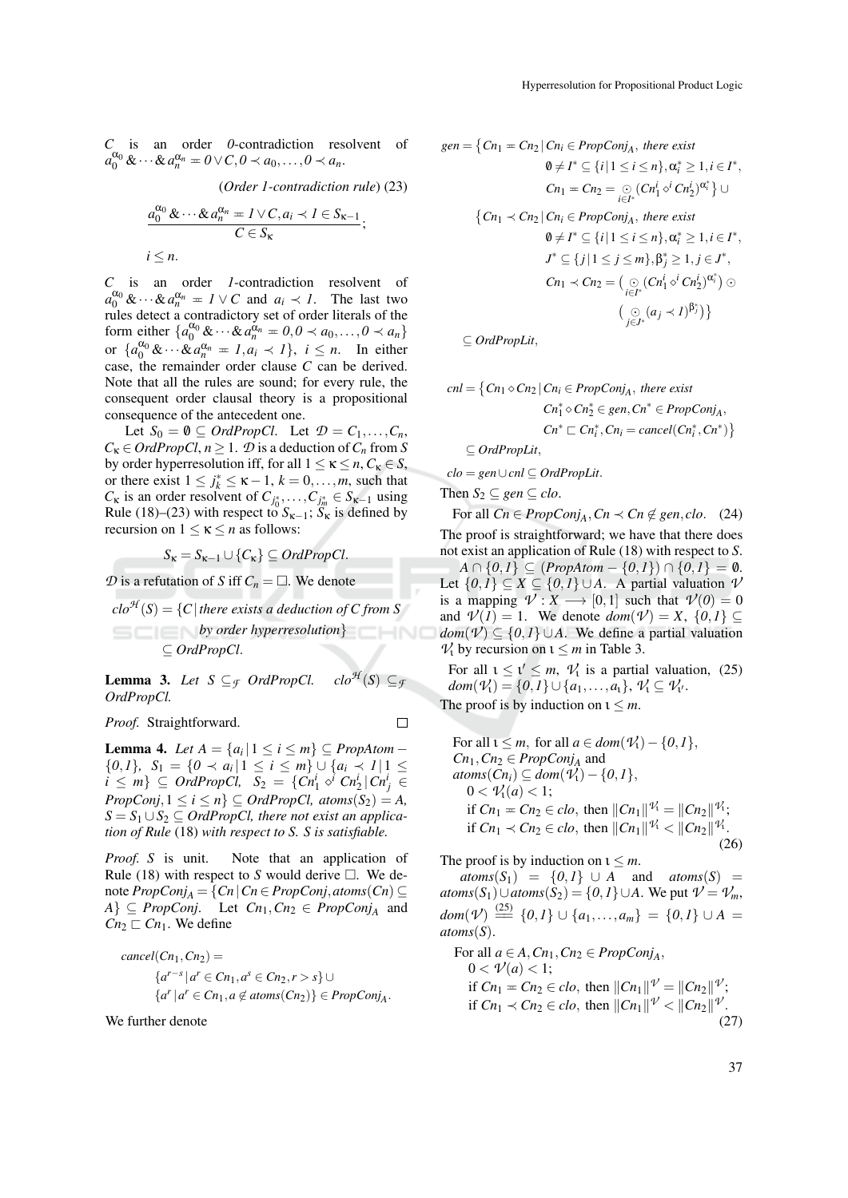$C$ is an order *0*-contradiction resolvent of $a_0^{\alpha_0} \,\&\, \cdots \,\&\, a_n^{\alpha_n} \eqcirc 0 \vee C, 0 \prec a_0, \ldots, 0 \prec a_n$.

(*Order 1-contradiction rule*) (23)

$$\frac{a_0^{\alpha_0} \,\&\, \cdots \,\&\, a_n^{\alpha_n} \eqcirc 1 \vee C, a_i \prec 1 \in S_{\kappa-1}}{C \in S_\kappa};$$

$i \leq n$.

$C$ is an order *1*-contradiction resolvent of $a_0^{\alpha_0} \,\&\, \cdots \,\&\, a_n^{\alpha_n} \eqcirc 1 \vee C$ and $a_i \prec 1$. The last two rules detect a contradictory set of order literals of the form either $\{a_0^{\alpha_0} \,\&\, \cdots \,\&\, a_n^{\alpha_n} \eqcirc 0, 0 \prec a_0, \ldots, 0 \prec a_n\}$ or $\{a_0^{\alpha_0} \,\&\, \cdots \,\&\, a_n^{\alpha_n} \eqcirc 1, a_i \prec 1\}$, $i \leq n$. In either case, the remainder order clause $C$ can be derived. Note that all the rules are sound; for every rule, the consequent order clausal theory is a propositional consequence of the antecedent one.

Let $S_0 = \emptyset \subseteq OrdPropCl$. Let $\mathcal{D} = C_1, \ldots, C_n$, $C_\kappa \in OrdPropCl$, $n \geq 1$. $\mathcal{D}$ is a deduction of $C_n$ from $S$ by order hyperresolution iff, for all $1 \leq \kappa \leq n$, $C_\kappa \in S$, or there exist $1 \leq j_k^* \leq \kappa - 1$, $k = 0, \ldots, m$, such that $C_\kappa$ is an order resolvent of $C_{j_0^*}, \ldots, C_{j_m^*} \in S_{\kappa-1}$ using Rule (18)–(23) with respect to $S_{\kappa-1}$; $S_\kappa$ is defined by recursion on $1 \leq \kappa \leq n$ as follows:

$$S_\kappa = S_{\kappa-1} \cup \{C_\kappa\} \subseteq OrdPropCl.$$

$\mathcal{D}$ is a refutation of $S$ iff $C_n = \square$. We denote

$$clo^{\mathcal{H}}(S) = \{C \,|\, \text{there exists a deduction of } C \text{ from } S \text{ by order hyperresolution}\} \subseteq OrdPropCl.$$

**Lemma 3.** *Let $S \subseteq_{\mathcal{F}} OrdPropCl$. $clo^{\mathcal{H}}(S) \subseteq_{\mathcal{F}} OrdPropCl$.*

*Proof.* Straightforward. $\square$

**Lemma 4.** *Let $A = \{a_i \,|\, 1 \leq i \leq m\} \subseteq PropAtom - \{0, 1\}$, $S_1 = \{0 \prec a_i \,|\, 1 \leq i \leq m\} \cup \{a_i \prec 1 \,|\, 1 \leq i \leq m\} \subseteq OrdPropCl$, $S_2 = \{Cn_1^i \diamond^i Cn_2^i \,|\, Cn_j^i \in PropConj, 1 \leq i \leq n\} \subseteq OrdPropCl$, $atoms(S_2) = A$, $S = S_1 \cup S_2 \subseteq OrdPropCl$, there not exist an application of Rule* (18) *with respect to $S$. $S$ is satisfiable.*

*Proof.* $S$ is unit. Note that an application of Rule (18) with respect to $S$ would derive $\square$. We denote $PropConj_A = \{Cn \,|\, Cn \in PropConj, atoms(Cn) \subseteq A\} \subseteq PropConj$. Let $Cn_1, Cn_2 \in PropConj_A$ and $Cn_2 \sqsubset Cn_1$. We define

$$cancel(Cn_1, Cn_2) = \{a^{r-s} \,|\, a^r \in Cn_1, a^s \in Cn_2, r > s\} \cup \{a^r \,|\, a^r \in Cn_1, a \notin atoms(Cn_2)\} \in PropConj_A.$$

We further denote

$$\begin{aligned}
gen = \{&Cn_1 \eqcirc Cn_2 \,|\, Cn_i \in PropConj_A, \text{ there exist } \emptyset \neq I^* \subseteq \{i \,|\, 1 \leq i \leq n\}, \alpha_i^* \geq 1, i \in I^*, \\
&Cn_1 \eqcirc Cn_2 = \textstyle\bigodot_{i \in I^*} (Cn_1^i \diamond^i Cn_2^i)^{\alpha_i^*}\} \cup \\
\{&Cn_1 \prec Cn_2 \,|\, Cn_i \in PropConj_A, \text{ there exist } \emptyset \neq I^* \subseteq \{i \,|\, 1 \leq i \leq n\}, \alpha_i^* \geq 1, i \in I^*, \\
&J^* \subseteq \{j \,|\, 1 \leq j \leq m\}, \beta_j^* \geq 1, j \in J^*, \\
&Cn_1 \prec Cn_2 = \big(\textstyle\bigodot_{i \in I^*} (Cn_1^i \diamond^i Cn_2^i)^{\alpha_i^*}\big) \odot \big(\textstyle\bigodot_{j \in J^*} (a_j \prec 1)^{\beta_j^*}\big)\} \\
\subseteq\, &OrdPropLit,
\end{aligned}$$

$$\begin{aligned}
cnl = \{&Cn_1 \diamond Cn_2 \,|\, Cn_i \in PropConj_A, \text{ there exist } Cn_1^* \diamond Cn_2^* \in gen, Cn^* \in PropConj_A, \\
&Cn^* \sqsubset Cn_i^*, Cn_i = cancel(Cn_i^*, Cn^*)\} \\
\subseteq\, &OrdPropLit,
\end{aligned}$$

$$clo = gen \cup cnl \subseteq OrdPropLit.$$

Then $S_2 \subseteq gen \subseteq clo$.

$$\text{For all } Cn \in PropConj_A, Cn \prec Cn \notin gen, clo. \quad (24)$$

The proof is straightforward; we have that there does not exist an application of Rule (18) with respect to $S$.

$A \cap \{0, 1\} \subseteq (PropAtom - \{0, 1\}) \cap \{0, 1\} = \emptyset$. Let $\{0, 1\} \subseteq X \subseteq \{0, 1\} \cup A$. A partial valuation $\mathcal{V}$ is a mapping $\mathcal{V} : X \longrightarrow [0, 1]$ such that $\mathcal{V}(0) = 0$ and $\mathcal{V}(1) = 1$. We denote $dom(\mathcal{V}) = X$, $\{0, 1\} \subseteq dom(\mathcal{V}) \subseteq \{0, 1\} \cup A$. We define a partial valuation $\mathcal{V}_\iota$ by recursion on $\iota \leq m$ in Table 3.

$$\text{For all } \iota \leq \iota' \leq m,\ \mathcal{V}_\iota \text{ is a partial valuation, } dom(\mathcal{V}_\iota) = \{0, 1\} \cup \{a_1, \ldots, a_\iota\},\ \mathcal{V}_\iota \subseteq \mathcal{V}_{\iota'}. \quad (25)$$

The proof is by induction on $\iota \leq m$.

$$\begin{aligned}
&\text{For all } \iota \leq m, \text{ for all } a \in dom(\mathcal{V}_\iota) - \{0, 1\}, \\
&Cn_1, Cn_2 \in PropConj_A \text{ and } atoms(Cn_i) \subseteq dom(\mathcal{V}_\iota) - \{0, 1\}, \\
&\quad 0 < \mathcal{V}_\iota(a) < 1; \\
&\quad \text{if } Cn_1 \eqcirc Cn_2 \in clo, \text{ then } \|Cn_1\|^{\mathcal{V}_\iota} = \|Cn_2\|^{\mathcal{V}_\iota}; \\
&\quad \text{if } Cn_1 \prec Cn_2 \in clo, \text{ then } \|Cn_1\|^{\mathcal{V}_\iota} < \|Cn_2\|^{\mathcal{V}_\iota}.
\end{aligned} \quad (26)$$

The proof is by induction on $\iota \leq m$.

$atoms(S_1) = \{0, 1\} \cup A$ and $atoms(S) = atoms(S_1) \cup atoms(S_2) = \{0, 1\} \cup A$. We put $\mathcal{V} = \mathcal{V}_m$, $dom(\mathcal{V}) \overset{(25)}{=\!=} \{0, 1\} \cup \{a_1, \ldots, a_m\} = \{0, 1\} \cup A = atoms(S)$.

$$\begin{aligned}
&\text{For all } a \in A, Cn_1, Cn_2 \in PropConj_A, \\
&\quad 0 < \mathcal{V}(a) < 1; \\
&\quad \text{if } Cn_1 \eqcirc Cn_2 \in clo, \text{ then } \|Cn_1\|^{\mathcal{V}} = \|Cn_2\|^{\mathcal{V}}; \\
&\quad \text{if } Cn_1 \prec Cn_2 \in clo, \text{ then } \|Cn_1\|^{\mathcal{V}} < \|Cn_2\|^{\mathcal{V}}.
\end{aligned} \quad (27)$$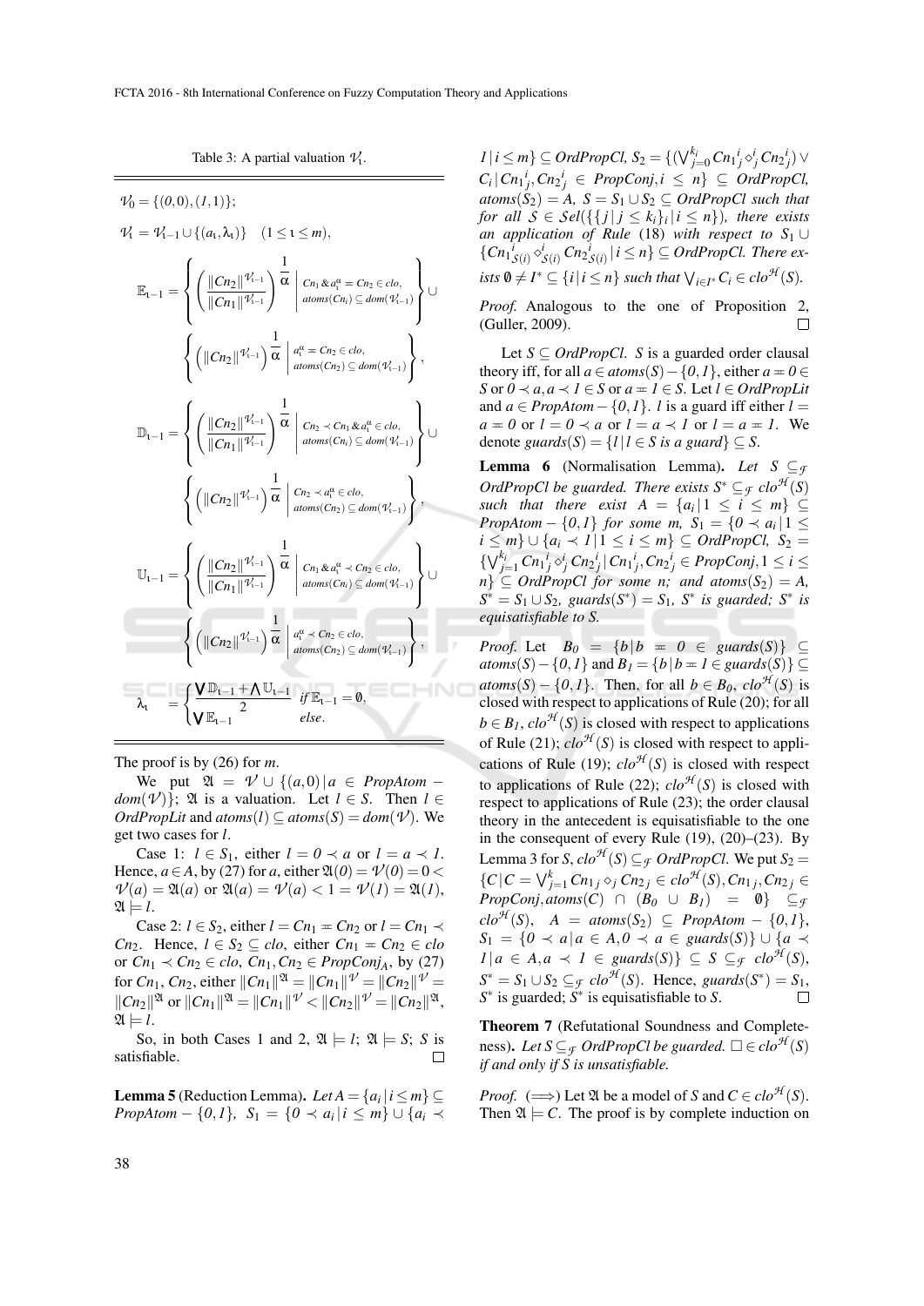Table 3: A partial valuation $\mathcal{V}_\iota$.

$$\mathcal{V}_0 = \{(0,0),(1,1)\};$$

$$\mathcal{V}_\iota = \mathcal{V}_{\iota-1} \cup \{(a_\iota, \lambda_\iota)\} \quad (1 \leq \iota \leq m),$$

$$\mathbb{E}_{\iota-1} = \left\{ \left( \frac{\|Cn_2\|^{\mathcal{V}_{\iota-1}}}{\|Cn_1\|^{\mathcal{V}_{\iota-1}}} \right)^{\frac{1}{\alpha}} \,\middle|\, \begin{array}{l} Cn_1 \,\&\, a_\iota^\alpha \eqsim Cn_2 \in clo, \\ atoms(Cn_i) \subseteq dom(\mathcal{V}_{\iota-1}) \end{array} \right\} \cup \left\{ \left( \|Cn_2\|^{\mathcal{V}_{\iota-1}} \right)^{\frac{1}{\alpha}} \,\middle|\, \begin{array}{l} a_\iota^\alpha \eqsim Cn_2 \in clo, \\ atoms(Cn_2) \subseteq dom(\mathcal{V}_{\iota-1}) \end{array} \right\},$$

$$\mathbb{D}_{\iota-1} = \left\{ \left( \frac{\|Cn_2\|^{\mathcal{V}_{\iota-1}}}{\|Cn_1\|^{\mathcal{V}_{\iota-1}}} \right)^{\frac{1}{\alpha}} \,\middle|\, \begin{array}{l} Cn_2 \prec Cn_1 \,\&\, a_\iota^\alpha \in clo, \\ atoms(Cn_i) \subseteq dom(\mathcal{V}_{\iota-1}) \end{array} \right\} \cup \left\{ \left( \|Cn_2\|^{\mathcal{V}_{\iota-1}} \right)^{\frac{1}{\alpha}} \,\middle|\, \begin{array}{l} Cn_2 \prec a_\iota^\alpha \in clo, \\ atoms(Cn_2) \subseteq dom(\mathcal{V}_{\iota-1}) \end{array} \right\},$$

$$\mathbb{U}_{\iota-1} = \left\{ \left( \frac{\|Cn_2\|^{\mathcal{V}_{\iota-1}}}{\|Cn_1\|^{\mathcal{V}_{\iota-1}}} \right)^{\frac{1}{\alpha}} \,\middle|\, \begin{array}{l} Cn_1 \,\&\, a_\iota^\alpha \prec Cn_2 \in clo, \\ atoms(Cn_i) \subseteq dom(\mathcal{V}_{\iota-1}) \end{array} \right\} \cup \left\{ \left( \|Cn_2\|^{\mathcal{V}_{\iota-1}} \right)^{\frac{1}{\alpha}} \,\middle|\, \begin{array}{l} a_\iota^\alpha \prec Cn_2 \in clo, \\ atoms(Cn_2) \subseteq dom(\mathcal{V}_{\iota-1}) \end{array} \right\},$$

$$\lambda_\iota = \begin{cases} \dfrac{\bigvee \mathbb{D}_{\iota-1} + \bigwedge \mathbb{U}_{\iota-1}}{2} & \text{if } \mathbb{E}_{\iota-1} = \emptyset, \\ \bigvee \mathbb{E}_{\iota-1} & \text{else.} \end{cases}$$

The proof is by (26) for $m$.

We put $\mathfrak{A} = \mathcal{V} \cup \{(a,0) \mid a \in PropAtom - dom(\mathcal{V})\}$; $\mathfrak{A}$ is a valuation. Let $l \in S$. Then $l \in OrdPropLit$ and $atoms(l) \subseteq atoms(S) = dom(\mathcal{V})$. We get two cases for $l$.

Case 1: $l \in S_1$, either $l = 0 \prec a$ or $l = a \prec 1$. Hence, $a \in A$, by (27) for $a$, either $\mathfrak{A}(0) = \mathcal{V}(0) = 0 < \mathcal{V}(a) = \mathfrak{A}(a)$ or $\mathfrak{A}(a) = \mathcal{V}(a) < 1 = \mathcal{V}(1) = \mathfrak{A}(1)$, $\mathfrak{A} \models l$.

Case 2: $l \in S_2$, either $l = Cn_1 \eqsim Cn_2$ or $l = Cn_1 \prec Cn_2$. Hence, $l \in S_2 \subseteq clo$, either $Cn_1 \eqsim Cn_2 \in clo$ or $Cn_1 \prec Cn_2 \in clo$, $Cn_1, Cn_2 \in PropConj_A$, by (27) for $Cn_1$, $Cn_2$, either $\|Cn_1\|^{\mathfrak{A}} = \|Cn_1\|^{\mathcal{V}} = \|Cn_2\|^{\mathcal{V}} = \|Cn_2\|^{\mathfrak{A}}$ or $\|Cn_1\|^{\mathfrak{A}} = \|Cn_1\|^{\mathcal{V}} < \|Cn_2\|^{\mathcal{V}} = \|Cn_2\|^{\mathfrak{A}}$, $\mathfrak{A} \models l$.

So, in both Cases 1 and 2, $\mathfrak{A} \models l$; $\mathfrak{A} \models S$; $S$ is satisfiable. $\square$

**Lemma 5** (Reduction Lemma). *Let $A = \{a_i \mid i \leq m\} \subseteq PropAtom - \{0,1\}$, $S_1 = \{0 \prec a_i \mid i \leq m\} \cup \{a_i \prec 1 \mid i \leq m\} \subseteq OrdPropCl$, $S_2 = \{(\bigvee_{j=0}^{k_i} Cn_1{}^i_j \diamond^i_j Cn_2{}^i_j) \vee C_i \mid Cn_1{}^i_j, Cn_2{}^i_j \in PropConj, i \leq n\} \subseteq OrdPropCl$, $atoms(S_2) = A$, $S = S_1 \cup S_2 \subseteq OrdPropCl$ such that for all $\mathcal{S} \in \mathcal{S}el(\{\{j \mid j \leq k_i\}_i \mid i \leq n\})$, there exists an application of Rule (18) with respect to $S_1 \cup \{Cn_1{}^i_{\mathcal{S}(i)} \diamond^i_{\mathcal{S}(i)} Cn_2{}^i_{\mathcal{S}(i)} \mid i \leq n\} \subseteq OrdPropCl$. There exists $\emptyset \neq I^* \subseteq \{i \mid i \leq n\}$ such that $\bigvee_{i \in I^*} C_i \in clo^{\mathcal{H}}(S)$.*

*Proof.* Analogous to the one of Proposition 2, (Guller, 2009). $\square$

Let $S \subseteq OrdPropCl$. $S$ is a guarded order clausal theory iff, for all $a \in atoms(S) - \{0,1\}$, either $a \eqsim 0 \in S$ or $0 \prec a, a \prec 1 \in S$ or $a \eqsim 1 \in S$. Let $l \in OrdPropLit$ and $a \in PropAtom - \{0,1\}$. $l$ is a guard iff either $l = a \eqsim 0$ or $l = 0 \prec a$ or $l = a \prec 1$ or $l = a \eqsim 1$. We denote $guards(S) = \{l \mid l \in S \text{ is a guard}\} \subseteq S$.

**Lemma 6** (Normalisation Lemma). *Let $S \subseteq_{\mathcal{F}} OrdPropCl$ be guarded. There exists $S^* \subseteq_{\mathcal{F}} clo^{\mathcal{H}}(S)$ such that there exist $A = \{a_i \mid 1 \leq i \leq m\} \subseteq PropAtom - \{0,1\}$ for some $m$, $S_1 = \{0 \prec a_i \mid 1 \leq i \leq m\} \cup \{a_i \prec 1 \mid 1 \leq i \leq m\} \subseteq OrdPropCl$, $S_2 = \{\bigvee_{j=1}^{k_i} Cn_1{}^i_j \diamond^i_j Cn_2{}^i_j \mid Cn_1{}^i_j, Cn_2{}^i_j \in PropConj, 1 \leq i \leq n\} \subseteq OrdPropCl$ for some $n$; and $atoms(S_2) = A$, $S^* = S_1 \cup S_2$, $guards(S^*) = S_1$, $S^*$ is guarded; $S^*$ is equisatisfiable to $S$.*

*Proof.* Let $B_0 = \{b \mid b \eqsim 0 \in guards(S)\} \subseteq atoms(S) - \{0,1\}$ and $B_1 = \{b \mid b \eqsim 1 \in guards(S)\} \subseteq atoms(S) - \{0,1\}$. Then, for all $b \in B_0$, $clo^{\mathcal{H}}(S)$ is closed with respect to applications of Rule (20); for all $b \in B_1$, $clo^{\mathcal{H}}(S)$ is closed with respect to applications of Rule (21); $clo^{\mathcal{H}}(S)$ is closed with respect to applications of Rule (19); $clo^{\mathcal{H}}(S)$ is closed with respect to applications of Rule (22); $clo^{\mathcal{H}}(S)$ is closed with respect to applications of Rule (23); the order clausal theory in the antecedent is equisatisfiable to the one in the consequent of every Rule (19), (20)–(23). By Lemma 3 for $S$, $clo^{\mathcal{H}}(S) \subseteq_{\mathcal{F}} OrdPropCl$. We put $S_2 = \{C \mid C = \bigvee_{j=1}^{k} Cn_{1j} \diamond_j Cn_{2j} \in clo^{\mathcal{H}}(S), Cn_{1j}, Cn_{2j} \in PropConj, atoms(C) \cap (B_0 \cup B_1) = \emptyset\} \subseteq_{\mathcal{F}} clo^{\mathcal{H}}(S)$, $A = atoms(S_2) \subseteq PropAtom - \{0,1\}$, $S_1 = \{0 \prec a \mid a \in A, 0 \prec a \in guards(S)\} \cup \{a \prec 1 \mid a \in A, a \prec 1 \in guards(S)\} \subseteq S \subseteq_{\mathcal{F}} clo^{\mathcal{H}}(S)$, $S^* = S_1 \cup S_2 \subseteq_{\mathcal{F}} clo^{\mathcal{H}}(S)$. Hence, $guards(S^*) = S_1$, $S^*$ is guarded; $S^*$ is equisatisfiable to $S$. $\square$

**Theorem 7** (Refutational Soundness and Completeness). *Let $S \subseteq_{\mathcal{F}} OrdPropCl$ be guarded. $\square \in clo^{\mathcal{H}}(S)$ if and only if $S$ is unsatisfiable.*

*Proof.* ($\Longrightarrow$) Let $\mathfrak{A}$ be a model of $S$ and $C \in clo^{\mathcal{H}}(S)$. Then $\mathfrak{A} \models C$. The proof is by complete induction on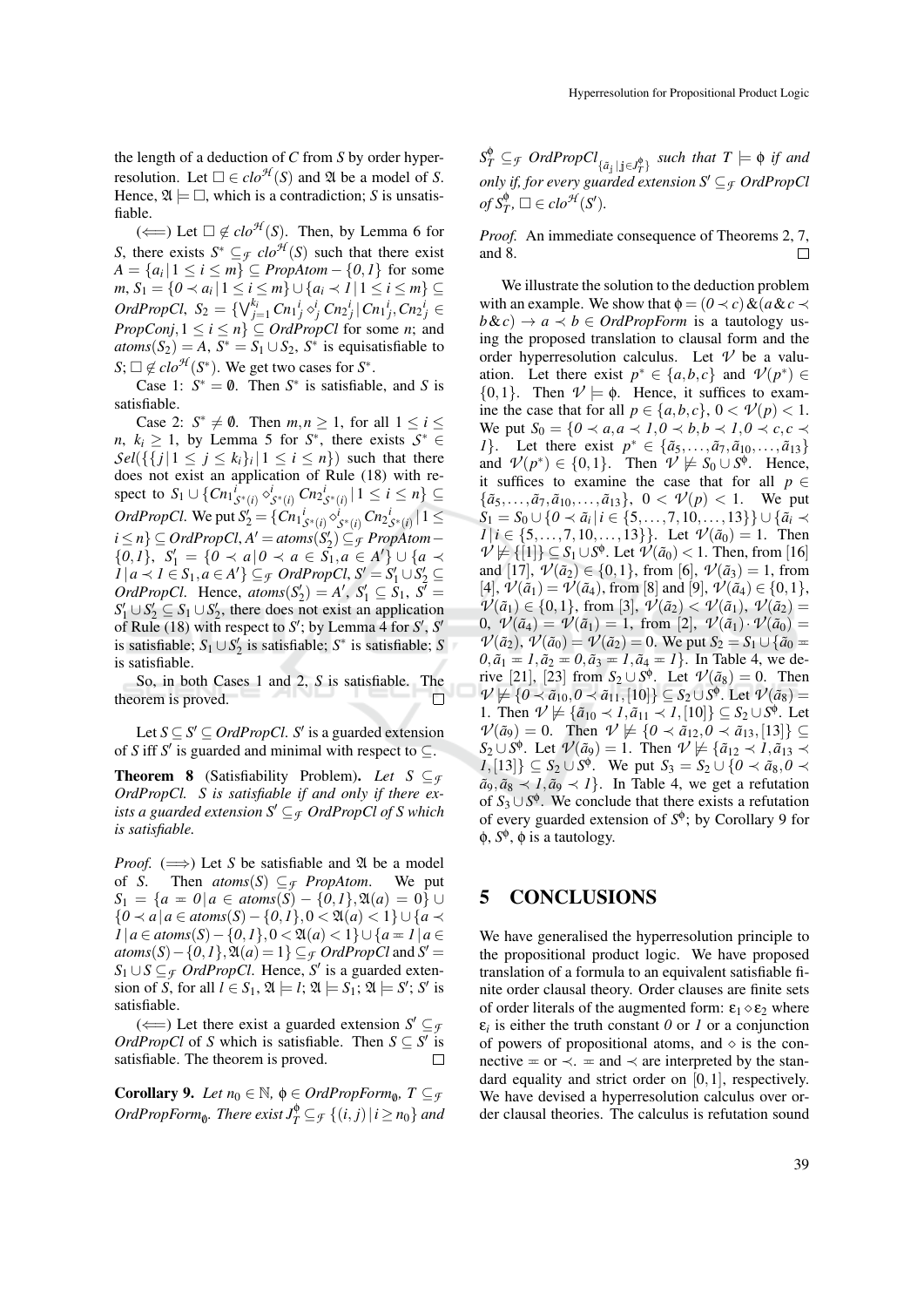the length of a deduction of $C$ from $S$ by order hyperresolution. Let $\square \in clo^{\mathcal{H}}(S)$ and $\mathfrak{A}$ be a model of $S$. Hence, $\mathfrak{A} \models \square$, which is a contradiction; $S$ is unsatisfiable.

($\Longleftarrow$) Let $\square \notin clo^{\mathcal{H}}(S)$. Then, by Lemma 6 for $S$, there exists $S^* \subseteq_{\mathcal{F}} clo^{\mathcal{H}}(S)$ such that there exist $A = \{a_i \,|\, 1 \leq i \leq m\} \subseteq PropAtom - \{0,1\}$ for some $m$, $S_1 = \{0 \prec a_i \,|\, 1 \leq i \leq m\} \cup \{a_i \prec 1 \,|\, 1 \leq i \leq m\} \subseteq OrdPropCl$, $S_2 = \{\bigvee_{j=1}^{k_i} Cn1_j^i \diamond_j^i Cn2_j^i \,|\, Cn1_j^i, Cn2_j^i \in PropConj, 1 \leq i \leq n\} \subseteq OrdPropCl$ for some $n$; and $atoms(S_2) = A$, $S^* = S_1 \cup S_2$, $S^*$ is equisatisfiable to $S$; $\square \notin clo^{\mathcal{H}}(S^*)$. We get two cases for $S^*$.

Case 1: $S^* = \emptyset$. Then $S^*$ is satisfiable, and $S$ is satisfiable.

Case 2: $S^* \neq \emptyset$. Then $m, n \geq 1$, for all $1 \leq i \leq n$, $k_i \geq 1$, by Lemma 5 for $S^*$, there exists $\mathcal{S}^* \in \mathcal{S}el(\{\{j \,|\, 1 \leq j \leq k_i\}_i \,|\, 1 \leq i \leq n\})$ such that there does not exist an application of Rule (18) with respect to $S_1 \cup \{Cn1_{\mathcal{S}^*(i)}^i \diamond_{\mathcal{S}^*(i)}^i Cn2_{\mathcal{S}^*(i)}^i \,|\, 1 \leq i \leq n\} \subseteq OrdPropCl$. We put $S_2' = \{Cn1_{\mathcal{S}^*(i)}^i \diamond_{\mathcal{S}^*(i)}^i Cn2_{\mathcal{S}^*(i)}^i \,|\, 1 \leq i \leq n\} \subseteq OrdPropCl$, $A' = atoms(S_2') \subseteq_{\mathcal{F}} PropAtom - \{0,1\}$, $S_1' = \{0 \prec a \,|\, 0 \prec a \in S_1, a \in A'\} \cup \{a \prec 1 \,|\, a \prec 1 \in S_1, a \in A'\} \subseteq_{\mathcal{F}} OrdPropCl$, $S' = S_1' \cup S_2' \subseteq OrdPropCl$. Hence, $atoms(S_2') = A'$, $S_1' \subseteq S_1$, $S' = S_1' \cup S_2' \subseteq S_1 \cup S_2'$, there does not exist an application of Rule (18) with respect to $S'$; by Lemma 4 for $S'$, $S'$ is satisfiable; $S_1 \cup S_2'$ is satisfiable; $S^*$ is satisfiable; $S$ is satisfiable.

So, in both Cases 1 and 2, $S$ is satisfiable. The theorem is proved. $\square$

Let $S \subseteq S' \subseteq OrdPropCl$. $S'$ is a guarded extension of $S$ iff $S'$ is guarded and minimal with respect to $\subseteq$.

**Theorem 8** (Satisfiability Problem). *Let $S \subseteq_{\mathcal{F}} OrdPropCl$. $S$ is satisfiable if and only if there exists a guarded extension $S' \subseteq_{\mathcal{F}} OrdPropCl$ of $S$ which is satisfiable.*

*Proof.* ($\Longrightarrow$) Let $S$ be satisfiable and $\mathfrak{A}$ be a model of $S$. Then $atoms(S) \subseteq_{\mathcal{F}} PropAtom$. We put $S_1 = \{a \eqcirc 0 \,|\, a \in atoms(S) - \{0,1\}, \mathfrak{A}(a) = 0\} \cup \{0 \prec a \,|\, a \in atoms(S) - \{0,1\}, 0 < \mathfrak{A}(a) < 1\} \cup \{a \prec 1 \,|\, a \in atoms(S) - \{0,1\}, 0 < \mathfrak{A}(a) < 1\} \cup \{a \eqcirc 1 \,|\, a \in atoms(S) - \{0,1\}, \mathfrak{A}(a) = 1\} \subseteq_{\mathcal{F}} OrdPropCl$ and $S' = S_1 \cup S \subseteq_{\mathcal{F}} OrdPropCl$. Hence, $S'$ is a guarded extension of $S$, for all $l \in S_1$, $\mathfrak{A} \models l$; $\mathfrak{A} \models S_1$; $\mathfrak{A} \models S'$; $S'$ is satisfiable.

($\Longleftarrow$) Let there exist a guarded extension $S' \subseteq_{\mathcal{F}} OrdPropCl$ of $S$ which is satisfiable. Then $S \subseteq S'$ is satisfiable. The theorem is proved. $\square$

**Corollary 9.** *Let $n_0 \in \mathbb{N}$, $\phi \in OrdPropForm_{\emptyset}$, $T \subseteq_{\mathcal{F}} OrdPropForm_{\emptyset}$. There exist $J_T^{\phi} \subseteq_{\mathcal{F}} \{(i,j) \,|\, i \geq n_0\}$ and $S_T^{\phi} \subseteq_{\mathcal{F}} OrdPropCl_{\{\tilde{a}_j \,|\, j \in J_T^{\phi}\}}$ such that $T \models \phi$ if and only if, for every guarded extension $S' \subseteq_{\mathcal{F}} OrdPropCl$ of $S_T^{\phi}$, $\square \in clo^{\mathcal{H}}(S')$.*

*Proof.* An immediate consequence of Theorems 2, 7, and 8. $\square$

We illustrate the solution to the deduction problem with an example. We show that $\phi = (0 \prec c) \,\&\, (a \,\&\, c \prec b \,\&\, c) \rightarrow a \prec b \in OrdPropForm$ is a tautology using the proposed translation to clausal form and the order hyperresolution calculus. Let $\mathcal{V}$ be a valuation. Let there exist $p^* \in \{a,b,c\}$ and $\mathcal{V}(p^*) \in \{0,1\}$. Then $\mathcal{V} \models \phi$. Hence, it suffices to examine the case that for all $p \in \{a,b,c\}$, $0 < \mathcal{V}(p) < 1$. We put $S_0 = \{0 \prec a, a \prec 1, 0 \prec b, b \prec 1, 0 \prec c, c \prec 1\}$. Let there exist $p^* \in \{\tilde{a}_5, \dots, \tilde{a}_7, \tilde{a}_{10}, \dots, \tilde{a}_{13}\}$ and $\mathcal{V}(p^*) \in \{0,1\}$. Then $\mathcal{V} \not\models S_0 \cup S^{\phi}$. Hence, it suffices to examine the case that for all $p \in \{\tilde{a}_5, \dots, \tilde{a}_7, \tilde{a}_{10}, \dots, \tilde{a}_{13}\}$, $0 < \mathcal{V}(p) < 1$. We put $S_1 = S_0 \cup \{0 \prec \tilde{a}_i \,|\, i \in \{5, \dots, 7, 10, \dots, 13\}\} \cup \{\tilde{a}_i \prec 1 \,|\, i \in \{5, \dots, 7, 10, \dots, 13\}\}$. Let $\mathcal{V}(\tilde{a}_0) = 1$. Then $\mathcal{V} \not\models \{[1]\} \subseteq S_1 \cup S^{\phi}$. Let $\mathcal{V}(\tilde{a}_0) < 1$. Then, from [16] and [17], $\mathcal{V}(\tilde{a}_2) \in \{0,1\}$, from [6], $\mathcal{V}(\tilde{a}_3) = 1$, from [4], $\mathcal{V}(\tilde{a}_1) = \mathcal{V}(\tilde{a}_4)$, from [8] and [9], $\mathcal{V}(\tilde{a}_4) \in \{0,1\}$, $\mathcal{V}(\tilde{a}_1) \in \{0,1\}$, from [3], $\mathcal{V}(\tilde{a}_2) < \mathcal{V}(\tilde{a}_1)$, $\mathcal{V}(\tilde{a}_2) = 0$, $\mathcal{V}(\tilde{a}_4) = \mathcal{V}(\tilde{a}_1) = 1$, from [2], $\mathcal{V}(\tilde{a}_1) \cdot \mathcal{V}(\tilde{a}_0) = \mathcal{V}(\tilde{a}_2)$, $\mathcal{V}(\tilde{a}_0) = \mathcal{V}(\tilde{a}_2) = 0$. We put $S_2 = S_1 \cup \{\tilde{a}_0 \eqcirc 0, \tilde{a}_1 \eqcirc 1, \tilde{a}_2 \eqcirc 0, \tilde{a}_3 \eqcirc 1, \tilde{a}_4 \eqcirc 1\}$. In Table 4, we derive [21], [23] from $S_2 \cup S^{\phi}$. Let $\mathcal{V}(\tilde{a}_8) = 0$. Then $\mathcal{V} \not\models \{0 \prec \tilde{a}_{10}, 0 \prec \tilde{a}_{11}, [10]\} \subseteq S_2 \cup S^{\phi}$. Let $\mathcal{V}(\tilde{a}_8) = 1$. Then $\mathcal{V} \not\models \{\tilde{a}_{10} \prec 1, \tilde{a}_{11} \prec 1, [10]\} \subseteq S_2 \cup S^{\phi}$. Let $\mathcal{V}(\tilde{a}_9) = 0$. Then $\mathcal{V} \not\models \{0 \prec \tilde{a}_{12}, 0 \prec \tilde{a}_{13}, [13]\} \subseteq S_2 \cup S^{\phi}$. Let $\mathcal{V}(\tilde{a}_9) = 1$. Then $\mathcal{V} \not\models \{\tilde{a}_{12} \prec 1, \tilde{a}_{13} \prec 1, [13]\} \subseteq S_2 \cup S^{\phi}$. We put $S_3 = S_2 \cup \{0 \prec \tilde{a}_8, 0 \prec \tilde{a}_9, \tilde{a}_8 \prec 1, \tilde{a}_9 \prec 1\}$. In Table 4, we get a refutation of $S_3 \cup S^{\phi}$. We conclude that there exists a refutation of every guarded extension of $S^{\phi}$; by Corollary 9 for $\phi$, $S^{\phi}$, $\phi$ is a tautology.

## 5 CONCLUSIONS

We have generalised the hyperresolution principle to the propositional product logic. We have proposed translation of a formula to an equivalent satisfiable finite order clausal theory. Order clauses are finite sets of order literals of the augmented form: $\varepsilon_1 \diamond \varepsilon_2$ where $\varepsilon_i$ is either the truth constant $0$ or $1$ or a conjunction of powers of propositional atoms, and $\diamond$ is the connective $\eqcirc$ or $\prec$. $\eqcirc$ and $\prec$ are interpreted by the standard equality and strict order on $[0,1]$, respectively. We have devised a hyperresolution calculus over order clausal theories. The calculus is refutation sound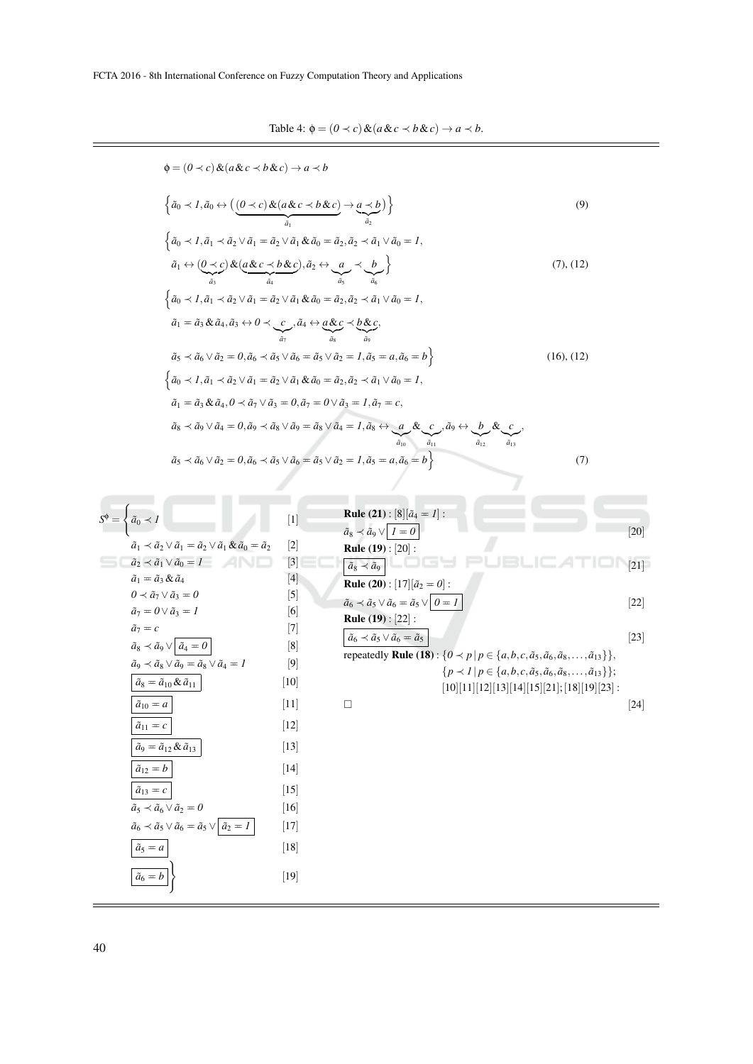Table 4: $\phi = (0 \prec c)\,\&(a\,\&\,c \prec b\,\&\,c) \rightarrow a \prec b$.

$$\phi = (0 \prec c)\,\&(a\,\&\,c \prec b\,\&\,c) \rightarrow a \prec b$$

$$\Big\{\tilde{a}_0 \prec 1, \tilde{a}_0 \leftrightarrow \big(\underbrace{(0 \prec c)\,\&(a\,\&\,c \prec b\,\&\,c)}_{\tilde{a}_1} \rightarrow \underbrace{a \prec b}_{\tilde{a}_2}\big)\Big\} \tag{9}$$

$$\Big\{\tilde{a}_0 \prec 1, \tilde{a}_1 \prec \tilde{a}_2 \vee \tilde{a}_1 = \tilde{a}_2 \vee \tilde{a}_1\,\&\,\tilde{a}_0 = \tilde{a}_2, \tilde{a}_2 \prec \tilde{a}_1 \vee \tilde{a}_0 = 1,$$
$$\tilde{a}_1 \leftrightarrow \underbrace{(0 \prec c)}_{\tilde{a}_3}\,\&\underbrace{(a\,\&\,c \prec b\,\&\,c)}_{\tilde{a}_4}, \tilde{a}_2 \leftrightarrow \underbrace{a}_{\tilde{a}_5} \prec \underbrace{b}_{\tilde{a}_6}\Big\} \tag{(7), (12)}$$

$$\Big\{\tilde{a}_0 \prec 1, \tilde{a}_1 \prec \tilde{a}_2 \vee \tilde{a}_1 = \tilde{a}_2 \vee \tilde{a}_1\,\&\,\tilde{a}_0 = \tilde{a}_2, \tilde{a}_2 \prec \tilde{a}_1 \vee \tilde{a}_0 = 1,$$
$$\tilde{a}_1 = \tilde{a}_3\,\&\,\tilde{a}_4, \tilde{a}_3 \leftrightarrow 0 \prec \underbrace{c}_{\tilde{a}_7}, \tilde{a}_4 \leftrightarrow \underbrace{a\,\&\,c}_{\tilde{a}_8} \prec \underbrace{b\,\&\,c}_{\tilde{a}_9},$$
$$\tilde{a}_5 \prec \tilde{a}_6 \vee \tilde{a}_2 = 0, \tilde{a}_6 \prec \tilde{a}_5 \vee \tilde{a}_6 = \tilde{a}_5 \vee \tilde{a}_2 = 1, \tilde{a}_5 = a, \tilde{a}_6 = b\Big\} \tag{(16), (12)}$$

$$\Big\{\tilde{a}_0 \prec 1, \tilde{a}_1 \prec \tilde{a}_2 \vee \tilde{a}_1 = \tilde{a}_2 \vee \tilde{a}_1\,\&\,\tilde{a}_0 = \tilde{a}_2, \tilde{a}_2 \prec \tilde{a}_1 \vee \tilde{a}_0 = 1,$$
$$\tilde{a}_1 = \tilde{a}_3\,\&\,\tilde{a}_4, 0 \prec \tilde{a}_7 \vee \tilde{a}_3 = 0, \tilde{a}_7 = 0 \vee \tilde{a}_3 = 1, \tilde{a}_7 = c,$$
$$\tilde{a}_8 \prec \tilde{a}_9 \vee \tilde{a}_4 = 0, \tilde{a}_9 \prec \tilde{a}_8 \vee \tilde{a}_9 = \tilde{a}_8 \vee \tilde{a}_4 = 1, \tilde{a}_8 \leftrightarrow \underbrace{a}_{\tilde{a}_{10}}\,\&\,\underbrace{c}_{\tilde{a}_{11}}, \tilde{a}_9 \leftrightarrow \underbrace{b}_{\tilde{a}_{12}}\,\&\,\underbrace{c}_{\tilde{a}_{13}},$$
$$\tilde{a}_5 \prec \tilde{a}_6 \vee \tilde{a}_2 = 0, \tilde{a}_6 \prec \tilde{a}_5 \vee \tilde{a}_6 = \tilde{a}_5 \vee \tilde{a}_2 = 1, \tilde{a}_5 = a, \tilde{a}_6 = b\Big\} \tag{(7)}$$

$$S^{\phi} = \left\{
\begin{array}{ll}
\tilde{a}_0 \prec 1 & [1] \\
\tilde{a}_1 \prec \tilde{a}_2 \vee \tilde{a}_1 = \tilde{a}_2 \vee \tilde{a}_1\,\&\,\tilde{a}_0 = \tilde{a}_2 & [2] \\
\tilde{a}_2 \prec \tilde{a}_1 \vee \tilde{a}_0 = 1 & [3] \\
\tilde{a}_1 = \tilde{a}_3\,\&\,\tilde{a}_4 & [4] \\
0 \prec \tilde{a}_7 \vee \tilde{a}_3 = 0 & [5] \\
\tilde{a}_7 = 0 \vee \tilde{a}_3 = 1 & [6] \\
\tilde{a}_7 = c & [7] \\
\tilde{a}_8 \prec \tilde{a}_9 \vee \boxed{\tilde{a}_4 = 0} & [8] \\
\tilde{a}_9 \prec \tilde{a}_8 \vee \tilde{a}_9 = \tilde{a}_8 \vee \tilde{a}_4 = 1 & [9] \\
\boxed{\tilde{a}_8 = \tilde{a}_{10}\,\&\,\tilde{a}_{11}} & [10] \\
\boxed{\tilde{a}_{10} = a} & [11] \\
\boxed{\tilde{a}_{11} = c} & [12] \\
\boxed{\tilde{a}_9 = \tilde{a}_{12}\,\&\,\tilde{a}_{13}} & [13] \\
\boxed{\tilde{a}_{12} = b} & [14] \\
\boxed{\tilde{a}_{13} = c} & [15] \\
\tilde{a}_5 \prec \tilde{a}_6 \vee \tilde{a}_2 = 0 & [16] \\
\tilde{a}_6 \prec \tilde{a}_5 \vee \tilde{a}_6 = \tilde{a}_5 \vee \boxed{\tilde{a}_2 = 1} & [17] \\
\boxed{\tilde{a}_5 = a} & [18] \\
\boxed{\tilde{a}_6 = b} & [19]
\end{array}
\right\}$$

**Rule (21)** : [8][$\tilde{a}_4 = 1$] :

$\tilde{a}_8 \prec \tilde{a}_9 \vee \boxed{1 = 0}$ [20]

**Rule (19)** : [20] :

$\boxed{\tilde{a}_8 \prec \tilde{a}_9}$ [21]

**Rule (20)** : [17][$\tilde{a}_2 = 0$] :

$\tilde{a}_6 \prec \tilde{a}_5 \vee \tilde{a}_6 = \tilde{a}_5 \vee \boxed{0 = 1}$ [22]

**Rule (19)** : [22] :

$\boxed{\tilde{a}_6 \prec \tilde{a}_5 \vee \tilde{a}_6 = \tilde{a}_5}$ [23]

repeatedly **Rule (18)** : $\{0 \prec p \mid p \in \{a, b, c, \tilde{a}_5, \tilde{a}_6, \tilde{a}_8, \dots, \tilde{a}_{13}\}\}$,
$\{p \prec 1 \mid p \in \{a, b, c, \tilde{a}_5, \tilde{a}_6, \tilde{a}_8, \dots, \tilde{a}_{13}\}\}$;
[10][11][12][13][14][15][21]; [18][19][23] :

$\square$ [24]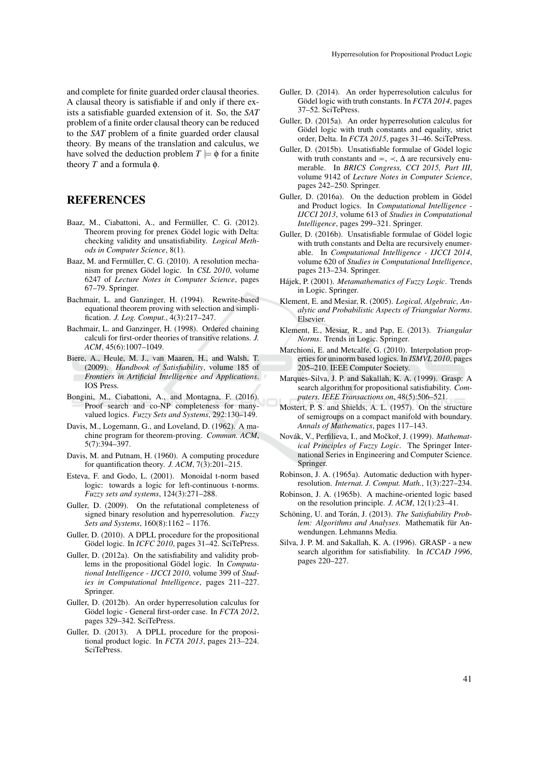and complete for finite guarded order clausal theories. A clausal theory is satisfiable if and only if there exists a satisfiable guarded extension of it. So, the *SAT* problem of a finite order clausal theory can be reduced to the *SAT* problem of a finite guarded order clausal theory. By means of the translation and calculus, we have solved the deduction problem $T \models \phi$ for a finite theory $T$ and a formula $\phi$.

## REFERENCES

Baaz, M., Ciabattoni, A., and Fermüller, C. G. (2012). Theorem proving for prenex Gödel logic with Delta: checking validity and unsatisfiability. *Logical Methods in Computer Science*, 8(1).

Baaz, M. and Fermüller, C. G. (2010). A resolution mechanism for prenex Gödel logic. In *CSL 2010*, volume 6247 of *Lecture Notes in Computer Science*, pages 67–79. Springer.

Bachmair, L. and Ganzinger, H. (1994). Rewrite-based equational theorem proving with selection and simplification. *J. Log. Comput.*, 4(3):217–247.

Bachmair, L. and Ganzinger, H. (1998). Ordered chaining calculi for first-order theories of transitive relations. *J. ACM*, 45(6):1007–1049.

Biere, A., Heule, M. J., van Maaren, H., and Walsh, T. (2009). *Handbook of Satisfiability*, volume 185 of *Frontiers in Artificial Intelligence and Applications*. IOS Press.

Bongini, M., Ciabattoni, A., and Montagna, F. (2016). Proof search and co-NP completeness for many-valued logics. *Fuzzy Sets and Systems*, 292:130–149.

Davis, M., Logemann, G., and Loveland, D. (1962). A machine program for theorem-proving. *Commun. ACM*, 5(7):394–397.

Davis, M. and Putnam, H. (1960). A computing procedure for quantification theory. *J. ACM*, 7(3):201–215.

Esteva, F. and Godo, L. (2001). Monoidal t-norm based logic: towards a logic for left-continuous t-norms. *Fuzzy sets and systems*, 124(3):271–288.

Guller, D. (2009). On the refutational completeness of signed binary resolution and hyperresolution. *Fuzzy Sets and Systems*, 160(8):1162 – 1176.

Guller, D. (2010). A DPLL procedure for the propositional Gödel logic. In *ICFC 2010*, pages 31–42. SciTePress.

Guller, D. (2012a). On the satisfiability and validity problems in the propositional Gödel logic. In *Computational Intelligence - IJCCI 2010*, volume 399 of *Studies in Computational Intelligence*, pages 211–227. Springer.

Guller, D. (2012b). An order hyperresolution calculus for Gödel logic - General first-order case. In *FCTA 2012*, pages 329–342. SciTePress.

Guller, D. (2013). A DPLL procedure for the propositional product logic. In *FCTA 2013*, pages 213–224. SciTePress.

Guller, D. (2014). An order hyperresolution calculus for Gödel logic with truth constants. In *FCTA 2014*, pages 37–52. SciTePress.

Guller, D. (2015a). An order hyperresolution calculus for Gödel logic with truth constants and equality, strict order, Delta. In *FCTA 2015*, pages 31–46. SciTePress.

Guller, D. (2015b). Unsatisfiable formulae of Gödel logic with truth constants and $=$, $\prec$, $\Delta$ are recursively enumerable. In *BRICS Congress, CCI 2015, Part III*, volume 9142 of *Lecture Notes in Computer Science*, pages 242–250. Springer.

Guller, D. (2016a). On the deduction problem in Gödel and Product logics. In *Computational Intelligence - IJCCI 2013*, volume 613 of *Studies in Computational Intelligence*, pages 299–321. Springer.

Guller, D. (2016b). Unsatisfiable formulae of Gödel logic with truth constants and Delta are recursively enumerable. In *Computational Intelligence - IJCCI 2014*, volume 620 of *Studies in Computational Intelligence*, pages 213–234. Springer.

Hájek, P. (2001). *Metamathematics of Fuzzy Logic*. Trends in Logic. Springer.

Klement, E. and Mesiar, R. (2005). *Logical, Algebraic, Analytic and Probabilistic Aspects of Triangular Norms*. Elsevier.

Klement, E., Mesiar, R., and Pap, E. (2013). *Triangular Norms*. Trends in Logic. Springer.

Marchioni, E. and Metcalfe, G. (2010). Interpolation properties for uninorm based logics. In *ISMVL 2010*, pages 205–210. IEEE Computer Society.

Marques-Silva, J. P. and Sakallah, K. A. (1999). Grasp: A search algorithm for propositional satisfiability. *Computers, IEEE Transactions on*, 48(5):506–521.

Mostert, P. S. and Shields, A. L. (1957). On the structure of semigroups on a compact manifold with boundary. *Annals of Mathematics*, pages 117–143.

Novák, V., Perfilieva, I., and Močkoř, J. (1999). *Mathematical Principles of Fuzzy Logic*. The Springer International Series in Engineering and Computer Science. Springer.

Robinson, J. A. (1965a). Automatic deduction with hyperresolution. *Internat. J. Comput. Math.*, 1(3):227–234.

Robinson, J. A. (1965b). A machine-oriented logic based on the resolution principle. *J. ACM*, 12(1):23–41.

Schöning, U. and Torán, J. (2013). *The Satisfiability Problem: Algorithms and Analyses*. Mathematik für Anwendungen. Lehmanns Media.

Silva, J. P. M. and Sakallah, K. A. (1996). GRASP - a new search algorithm for satisfiability. In *ICCAD 1996*, pages 220–227.